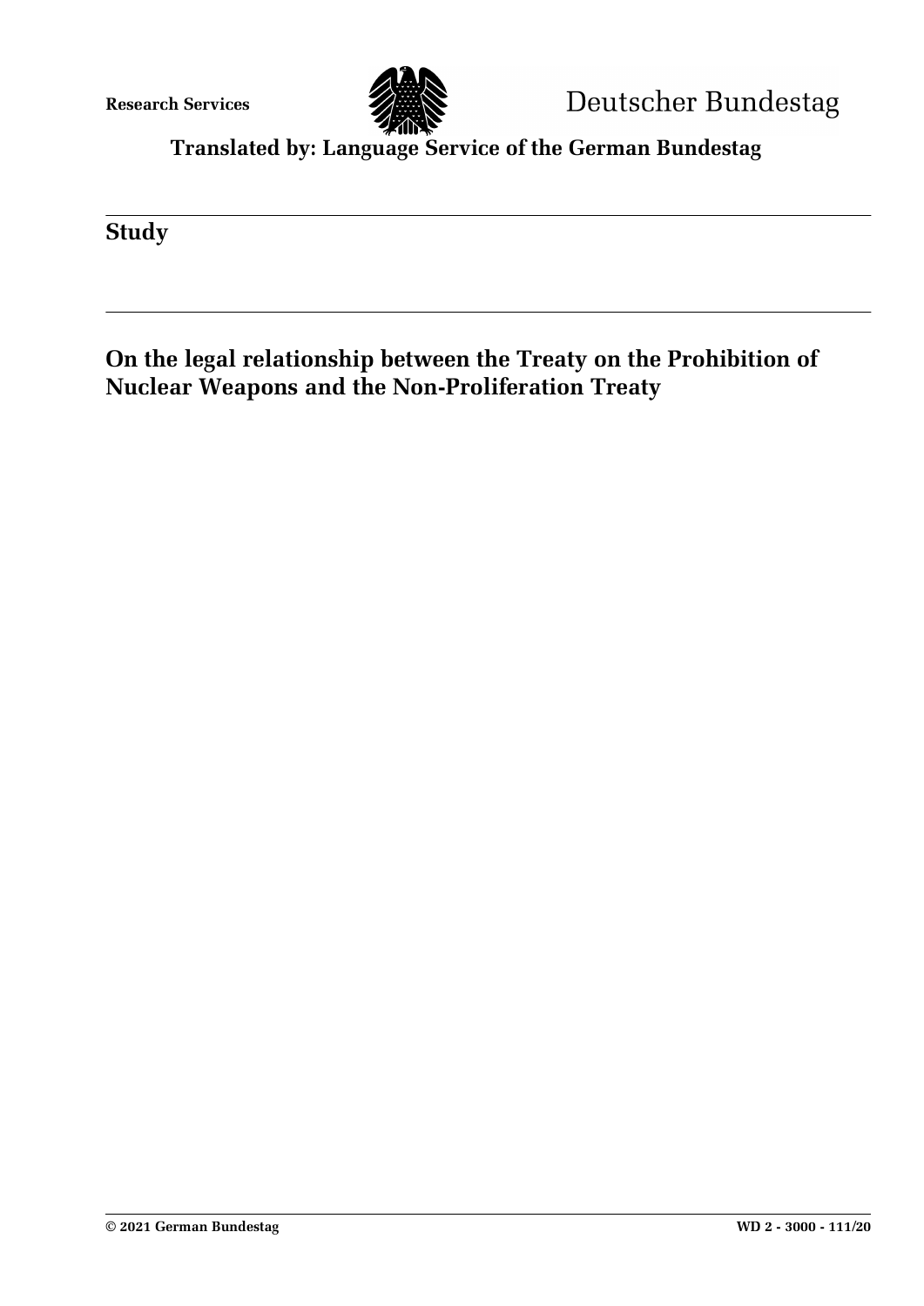Research Services

Deutscher Bundestag

**Translated by: Language Service of the German Bundestag**

**Study**

# On the legal relationship between the Treaty on the Prohibition of Nuclear Weapons and the Non-Proliferation Treaty

© 2021 German Bundestag

WD 2 - 3000 - 111/20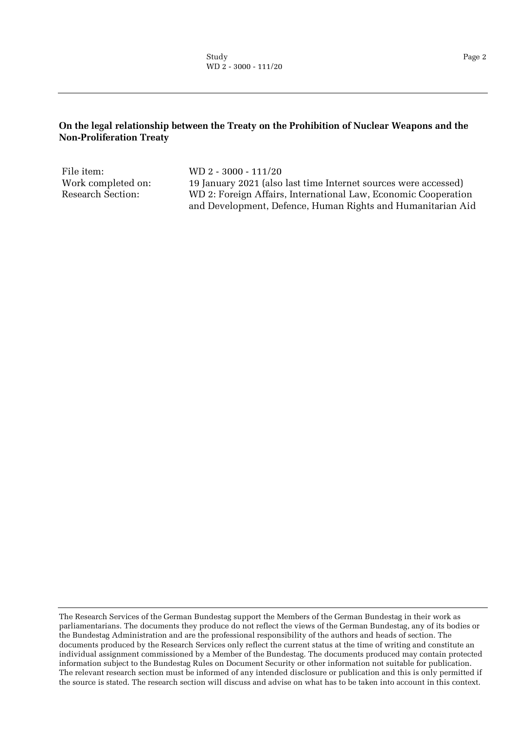**On the legal relationship between the Treaty on the Prohibition of Nuclear Weapons and the Non-Proliferation Treaty**

| | |
|---|---|
| File item: | WD 2 - 3000 - 111/20 |
| Work completed on: | 19 January 2021 (also last time Internet sources were accessed) |
| Research Section: | WD 2: Foreign Affairs, International Law, Economic Cooperation and Development, Defence, Human Rights and Humanitarian Aid |

The Research Services of the German Bundestag support the Members of the German Bundestag in their work as parliamentarians. The documents they produce do not reflect the views of the German Bundestag, any of its bodies or the Bundestag Administration and are the professional responsibility of the authors and heads of section. The documents produced by the Research Services only reflect the current status at the time of writing and constitute an individual assignment commissioned by a Member of the Bundestag. The documents produced may contain protected information subject to the Bundestag Rules on Document Security or other information not suitable for publication. The relevant research section must be informed of any intended disclosure or publication and this is only permitted if the source is stated. The research section will discuss and advise on what has to be taken into account in this context.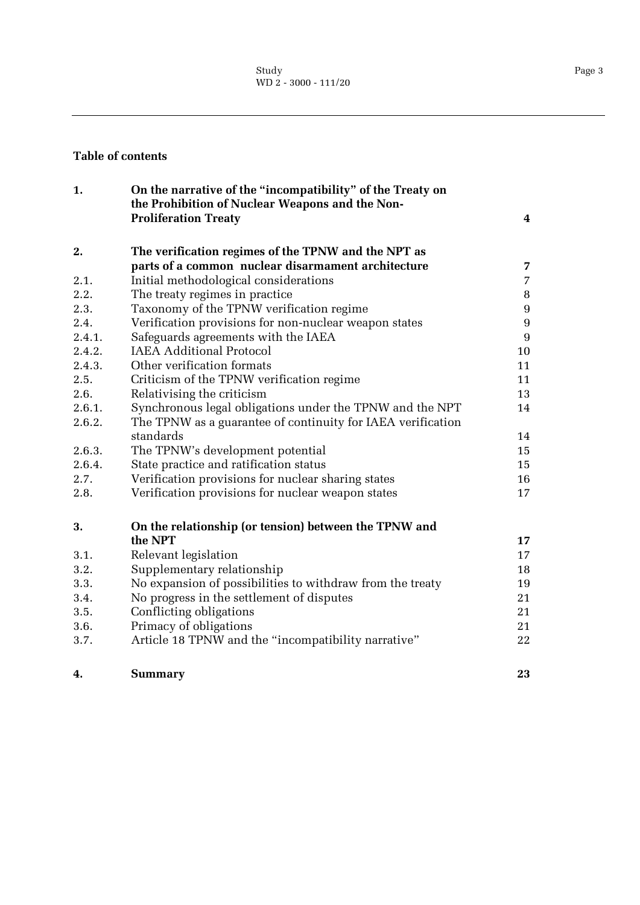**Table of contents**

| | | |
|---|---|---|
| **1.** | **On the narrative of the "incompatibility" of the Treaty on the Prohibition of Nuclear Weapons and the Non-Proliferation Treaty** | **4** |
| **2.** | **The verification regimes of the TPNW and the NPT as parts of a common nuclear disarmament architecture** | **7** |
| 2.1. | Initial methodological considerations | 7 |
| 2.2. | The treaty regimes in practice | 8 |
| 2.3. | Taxonomy of the TPNW verification regime | 9 |
| 2.4. | Verification provisions for non-nuclear weapon states | 9 |
| 2.4.1. | Safeguards agreements with the IAEA | 9 |
| 2.4.2. | IAEA Additional Protocol | 10 |
| 2.4.3. | Other verification formats | 11 |
| 2.5. | Criticism of the TPNW verification regime | 11 |
| 2.6. | Relativising the criticism | 13 |
| 2.6.1. | Synchronous legal obligations under the TPNW and the NPT | 14 |
| 2.6.2. | The TPNW as a guarantee of continuity for IAEA verification standards | 14 |
| 2.6.3. | The TPNW's development potential | 15 |
| 2.6.4. | State practice and ratification status | 15 |
| 2.7. | Verification provisions for nuclear sharing states | 16 |
| 2.8. | Verification provisions for nuclear weapon states | 17 |
| **3.** | **On the relationship (or tension) between the TPNW and the NPT** | **17** |
| 3.1. | Relevant legislation | 17 |
| 3.2. | Supplementary relationship | 18 |
| 3.3. | No expansion of possibilities to withdraw from the treaty | 19 |
| 3.4. | No progress in the settlement of disputes | 21 |
| 3.5. | Conflicting obligations | 21 |
| 3.6. | Primacy of obligations | 21 |
| 3.7. | Article 18 TPNW and the "incompatibility narrative" | 22 |
| **4.** | **Summary** | **23** |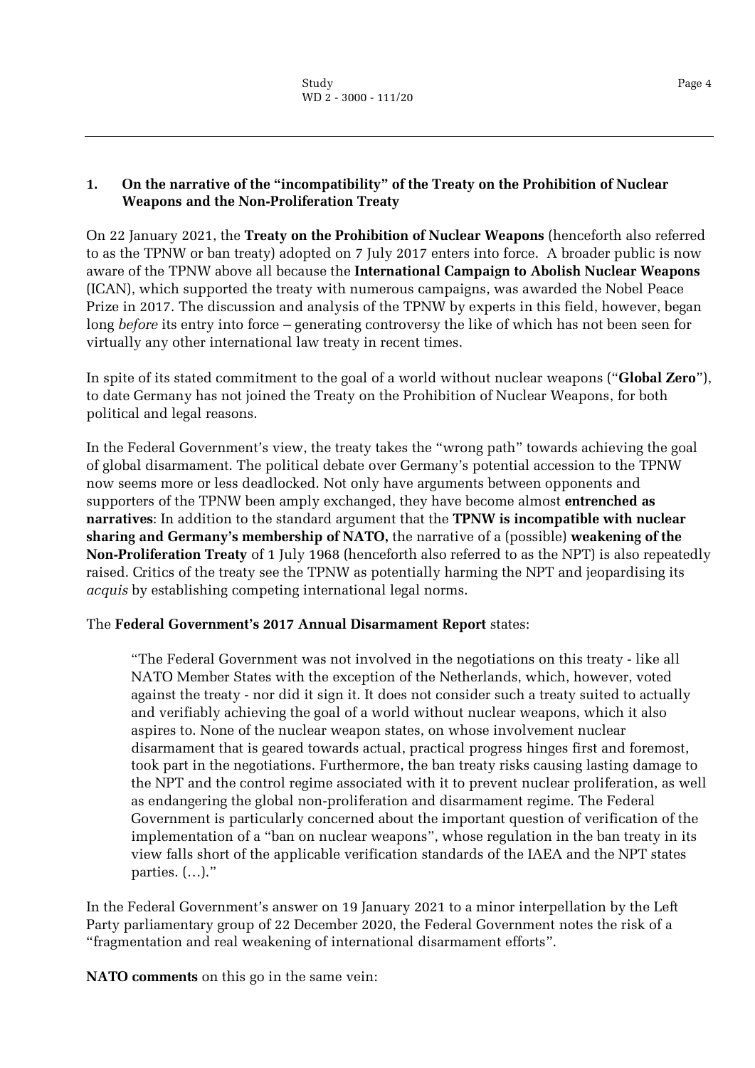## 1. On the narrative of the "incompatibility" of the Treaty on the Prohibition of Nuclear Weapons and the Non-Proliferation Treaty

On 22 January 2021, the **Treaty on the Prohibition of Nuclear Weapons** (henceforth also referred to as the TPNW or ban treaty) adopted on 7 July 2017 enters into force. A broader public is now aware of the TPNW above all because the **International Campaign to Abolish Nuclear Weapons** (ICAN), which supported the treaty with numerous campaigns, was awarded the Nobel Peace Prize in 2017. The discussion and analysis of the TPNW by experts in this field, however, began long *before* its entry into force – generating controversy the like of which has not been seen for virtually any other international law treaty in recent times.

In spite of its stated commitment to the goal of a world without nuclear weapons ("**Global Zero**"), to date Germany has not joined the Treaty on the Prohibition of Nuclear Weapons, for both political and legal reasons.

In the Federal Government's view, the treaty takes the "wrong path" towards achieving the goal of global disarmament. The political debate over Germany's potential accession to the TPNW now seems more or less deadlocked. Not only have arguments between opponents and supporters of the TPNW been amply exchanged, they have become almost **entrenched as narratives**: In addition to the standard argument that the **TPNW is incompatible with nuclear sharing and Germany's membership of NATO,** the narrative of a (possible) **weakening of the Non-Proliferation Treaty** of 1 July 1968 (henceforth also referred to as the NPT) is also repeatedly raised. Critics of the treaty see the TPNW as potentially harming the NPT and jeopardising its *acquis* by establishing competing international legal norms.

The **Federal Government's 2017 Annual Disarmament Report** states:

> "The Federal Government was not involved in the negotiations on this treaty - like all NATO Member States with the exception of the Netherlands, which, however, voted against the treaty - nor did it sign it. It does not consider such a treaty suited to actually and verifiably achieving the goal of a world without nuclear weapons, which it also aspires to. None of the nuclear weapon states, on whose involvement nuclear disarmament that is geared towards actual, practical progress hinges first and foremost, took part in the negotiations. Furthermore, the ban treaty risks causing lasting damage to the NPT and the control regime associated with it to prevent nuclear proliferation, as well as endangering the global non-proliferation and disarmament regime. The Federal Government is particularly concerned about the important question of verification of the implementation of a "ban on nuclear weapons", whose regulation in the ban treaty in its view falls short of the applicable verification standards of the IAEA and the NPT states parties. (…)."

In the Federal Government's answer on 19 January 2021 to a minor interpellation by the Left Party parliamentary group of 22 December 2020, the Federal Government notes the risk of a "fragmentation and real weakening of international disarmament efforts".

**NATO comments** on this go in the same vein: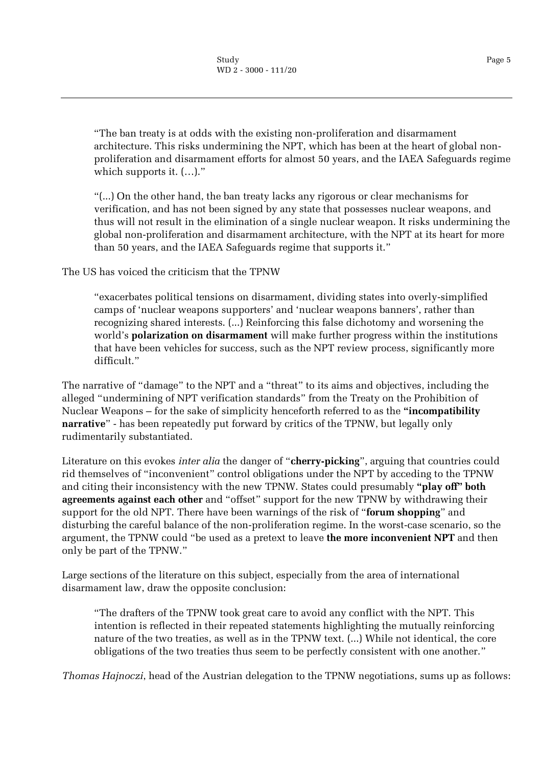> "The ban treaty is at odds with the existing non-proliferation and disarmament architecture. This risks undermining the NPT, which has been at the heart of global non-proliferation and disarmament efforts for almost 50 years, and the IAEA Safeguards regime which supports it. (…)."

> "(...) On the other hand, the ban treaty lacks any rigorous or clear mechanisms for verification, and has not been signed by any state that possesses nuclear weapons, and thus will not result in the elimination of a single nuclear weapon. It risks undermining the global non-proliferation and disarmament architecture, with the NPT at its heart for more than 50 years, and the IAEA Safeguards regime that supports it."

The US has voiced the criticism that the TPNW

> "exacerbates political tensions on disarmament, dividing states into overly-simplified camps of 'nuclear weapons supporters' and 'nuclear weapons banners', rather than recognizing shared interests. (...) Reinforcing this false dichotomy and worsening the world's **polarization on disarmament** will make further progress within the institutions that have been vehicles for success, such as the NPT review process, significantly more difficult."

The narrative of "damage" to the NPT and a "threat" to its aims and objectives, including the alleged "undermining of NPT verification standards" from the Treaty on the Prohibition of Nuclear Weapons – for the sake of simplicity henceforth referred to as the **"incompatibility narrative**" - has been repeatedly put forward by critics of the TPNW, but legally only rudimentarily substantiated.

Literature on this evokes *inter alia* the danger of "**cherry-picking**", arguing that countries could rid themselves of "inconvenient" control obligations under the NPT by acceding to the TPNW and citing their inconsistency with the new TPNW. States could presumably **"play off" both agreements against each other** and "offset" support for the new TPNW by withdrawing their support for the old NPT. There have been warnings of the risk of "**forum shopping**" and disturbing the careful balance of the non-proliferation regime. In the worst-case scenario, so the argument, the TPNW could "be used as a pretext to leave **the more inconvenient NPT** and then only be part of the TPNW."

Large sections of the literature on this subject, especially from the area of international disarmament law, draw the opposite conclusion:

> "The drafters of the TPNW took great care to avoid any conflict with the NPT. This intention is reflected in their repeated statements highlighting the mutually reinforcing nature of the two treaties, as well as in the TPNW text. (...) While not identical, the core obligations of the two treaties thus seem to be perfectly consistent with one another."

*Thomas Hajnoczi*, head of the Austrian delegation to the TPNW negotiations, sums up as follows: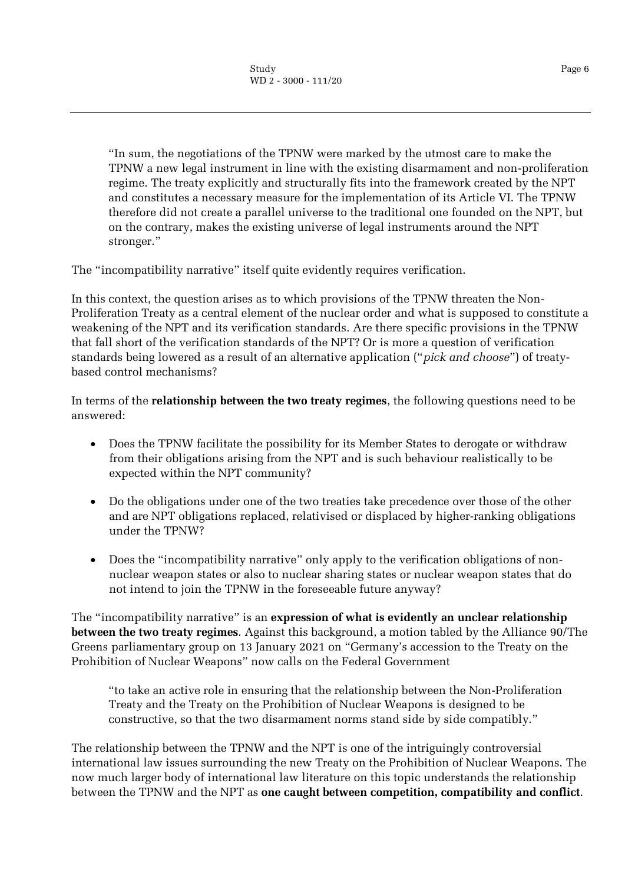> "In sum, the negotiations of the TPNW were marked by the utmost care to make the TPNW a new legal instrument in line with the existing disarmament and non-proliferation regime. The treaty explicitly and structurally fits into the framework created by the NPT and constitutes a necessary measure for the implementation of its Article VI. The TPNW therefore did not create a parallel universe to the traditional one founded on the NPT, but on the contrary, makes the existing universe of legal instruments around the NPT stronger."

The "incompatibility narrative" itself quite evidently requires verification.

In this context, the question arises as to which provisions of the TPNW threaten the Non-Proliferation Treaty as a central element of the nuclear order and what is supposed to constitute a weakening of the NPT and its verification standards. Are there specific provisions in the TPNW that fall short of the verification standards of the NPT? Or is more a question of verification standards being lowered as a result of an alternative application ("*pick and choose*") of treaty-based control mechanisms?

In terms of the **relationship between the two treaty regimes**, the following questions need to be answered:

- Does the TPNW facilitate the possibility for its Member States to derogate or withdraw from their obligations arising from the NPT and is such behaviour realistically to be expected within the NPT community?
- Do the obligations under one of the two treaties take precedence over those of the other and are NPT obligations replaced, relativised or displaced by higher-ranking obligations under the TPNW?
- Does the "incompatibility narrative" only apply to the verification obligations of non-nuclear weapon states or also to nuclear sharing states or nuclear weapon states that do not intend to join the TPNW in the foreseeable future anyway?

The "incompatibility narrative" is an **expression of what is evidently an unclear relationship between the two treaty regimes**. Against this background, a motion tabled by the Alliance 90/The Greens parliamentary group on 13 January 2021 on "Germany's accession to the Treaty on the Prohibition of Nuclear Weapons" now calls on the Federal Government

> "to take an active role in ensuring that the relationship between the Non-Proliferation Treaty and the Treaty on the Prohibition of Nuclear Weapons is designed to be constructive, so that the two disarmament norms stand side by side compatibly."

The relationship between the TPNW and the NPT is one of the intriguingly controversial international law issues surrounding the new Treaty on the Prohibition of Nuclear Weapons. The now much larger body of international law literature on this topic understands the relationship between the TPNW and the NPT as **one caught between competition, compatibility and conflict**.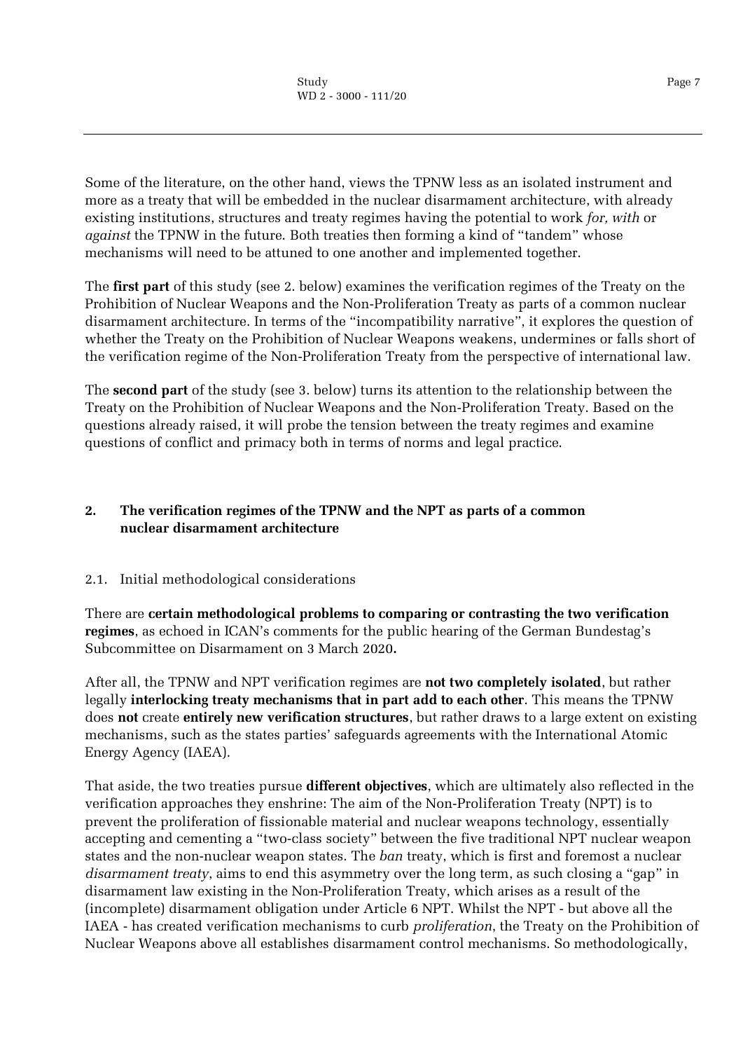Some of the literature, on the other hand, views the TPNW less as an isolated instrument and more as a treaty that will be embedded in the nuclear disarmament architecture, with already existing institutions, structures and treaty regimes having the potential to work *for, with* or *against* the TPNW in the future. Both treaties then forming a kind of "tandem" whose mechanisms will need to be attuned to one another and implemented together.

The **first part** of this study (see 2. below) examines the verification regimes of the Treaty on the Prohibition of Nuclear Weapons and the Non-Proliferation Treaty as parts of a common nuclear disarmament architecture. In terms of the "incompatibility narrative", it explores the question of whether the Treaty on the Prohibition of Nuclear Weapons weakens, undermines or falls short of the verification regime of the Non-Proliferation Treaty from the perspective of international law.

The **second part** of the study (see 3. below) turns its attention to the relationship between the Treaty on the Prohibition of Nuclear Weapons and the Non-Proliferation Treaty. Based on the questions already raised, it will probe the tension between the treaty regimes and examine questions of conflict and primacy both in terms of norms and legal practice.

## 2. The verification regimes of the TPNW and the NPT as parts of a common nuclear disarmament architecture

### 2.1. Initial methodological considerations

There are **certain methodological problems to comparing or contrasting the two verification regimes**, as echoed in ICAN's comments for the public hearing of the German Bundestag's Subcommittee on Disarmament on 3 March 2020**.**

After all, the TPNW and NPT verification regimes are **not two completely isolated**, but rather legally **interlocking treaty mechanisms that in part add to each other**. This means the TPNW does **not** create **entirely new verification structures**, but rather draws to a large extent on existing mechanisms, such as the states parties' safeguards agreements with the International Atomic Energy Agency (IAEA).

That aside, the two treaties pursue **different objectives**, which are ultimately also reflected in the verification approaches they enshrine: The aim of the Non-Proliferation Treaty (NPT) is to prevent the proliferation of fissionable material and nuclear weapons technology, essentially accepting and cementing a "two-class society" between the five traditional NPT nuclear weapon states and the non-nuclear weapon states. The *ban* treaty, which is first and foremost a nuclear *disarmament treaty*, aims to end this asymmetry over the long term, as such closing a "gap" in disarmament law existing in the Non-Proliferation Treaty, which arises as a result of the (incomplete) disarmament obligation under Article 6 NPT. Whilst the NPT - but above all the IAEA - has created verification mechanisms to curb *proliferation*, the Treaty on the Prohibition of Nuclear Weapons above all establishes disarmament control mechanisms. So methodologically,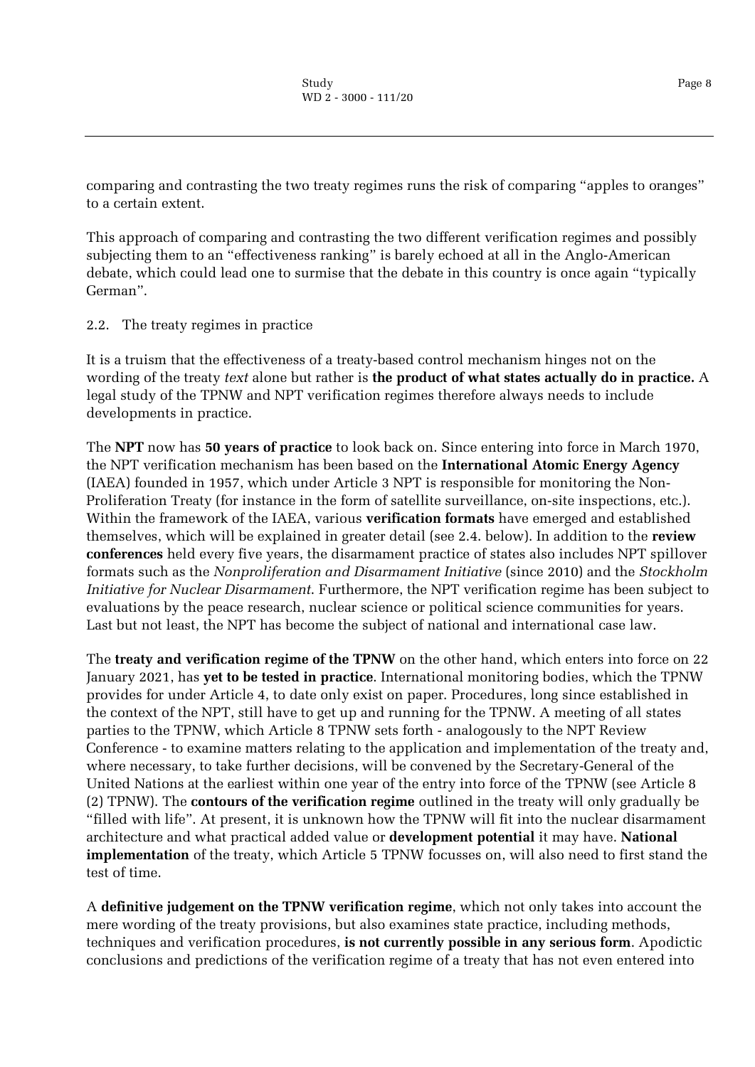comparing and contrasting the two treaty regimes runs the risk of comparing "apples to oranges" to a certain extent.

This approach of comparing and contrasting the two different verification regimes and possibly subjecting them to an "effectiveness ranking" is barely echoed at all in the Anglo-American debate, which could lead one to surmise that the debate in this country is once again "typically German".

## 2.2. The treaty regimes in practice

It is a truism that the effectiveness of a treaty-based control mechanism hinges not on the wording of the treaty *text* alone but rather is **the product of what states actually do in practice.** A legal study of the TPNW and NPT verification regimes therefore always needs to include developments in practice.

The **NPT** now has **50 years of practice** to look back on. Since entering into force in March 1970, the NPT verification mechanism has been based on the **International Atomic Energy Agency** (IAEA) founded in 1957, which under Article 3 NPT is responsible for monitoring the Non-Proliferation Treaty (for instance in the form of satellite surveillance, on-site inspections, etc.). Within the framework of the IAEA, various **verification formats** have emerged and established themselves, which will be explained in greater detail (see 2.4. below). In addition to the **review conferences** held every five years, the disarmament practice of states also includes NPT spillover formats such as the *Nonproliferation and Disarmament Initiative* (since 2010) and the *Stockholm Initiative for Nuclear Disarmament*. Furthermore, the NPT verification regime has been subject to evaluations by the peace research, nuclear science or political science communities for years. Last but not least, the NPT has become the subject of national and international case law.

The **treaty and verification regime of the TPNW** on the other hand, which enters into force on 22 January 2021, has **yet to be tested in practice**. International monitoring bodies, which the TPNW provides for under Article 4, to date only exist on paper. Procedures, long since established in the context of the NPT, still have to get up and running for the TPNW. A meeting of all states parties to the TPNW, which Article 8 TPNW sets forth - analogously to the NPT Review Conference - to examine matters relating to the application and implementation of the treaty and, where necessary, to take further decisions, will be convened by the Secretary-General of the United Nations at the earliest within one year of the entry into force of the TPNW (see Article 8 (2) TPNW). The **contours of the verification regime** outlined in the treaty will only gradually be "filled with life". At present, it is unknown how the TPNW will fit into the nuclear disarmament architecture and what practical added value or **development potential** it may have. **National implementation** of the treaty, which Article 5 TPNW focusses on, will also need to first stand the test of time.

A **definitive judgement on the TPNW verification regime**, which not only takes into account the mere wording of the treaty provisions, but also examines state practice, including methods, techniques and verification procedures, **is not currently possible in any serious form**. Apodictic conclusions and predictions of the verification regime of a treaty that has not even entered into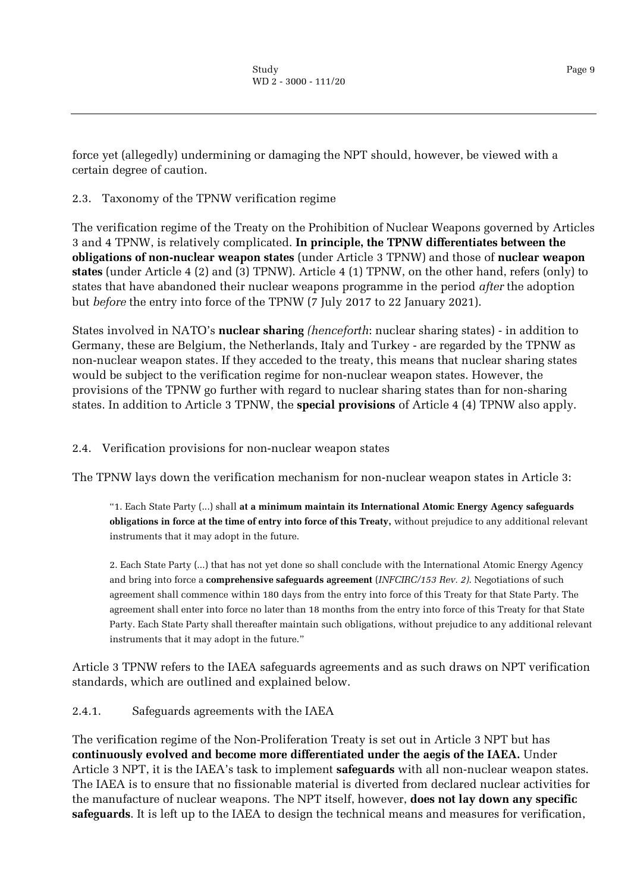force yet (allegedly) undermining or damaging the NPT should, however, be viewed with a certain degree of caution.

### 2.3. Taxonomy of the TPNW verification regime

The verification regime of the Treaty on the Prohibition of Nuclear Weapons governed by Articles 3 and 4 TPNW, is relatively complicated. **In principle, the TPNW differentiates between the obligations of non-nuclear weapon states** (under Article 3 TPNW) and those of **nuclear weapon states** (under Article 4 (2) and (3) TPNW). Article 4 (1) TPNW, on the other hand, refers (only) to states that have abandoned their nuclear weapons programme in the period *after* the adoption but *before* the entry into force of the TPNW (7 July 2017 to 22 January 2021).

States involved in NATO's **nuclear sharing** *(henceforth*: nuclear sharing states) - in addition to Germany, these are Belgium, the Netherlands, Italy and Turkey - are regarded by the TPNW as non-nuclear weapon states. If they acceded to the treaty, this means that nuclear sharing states would be subject to the verification regime for non-nuclear weapon states. However, the provisions of the TPNW go further with regard to nuclear sharing states than for non-sharing states. In addition to Article 3 TPNW, the **special provisions** of Article 4 (4) TPNW also apply.

### 2.4. Verification provisions for non-nuclear weapon states

The TPNW lays down the verification mechanism for non-nuclear weapon states in Article 3:

> "1. Each State Party (...) shall **at a minimum maintain its International Atomic Energy Agency safeguards obligations in force at the time of entry into force of this Treaty,** without prejudice to any additional relevant instruments that it may adopt in the future.
>
> 2. Each State Party (...) that has not yet done so shall conclude with the International Atomic Energy Agency and bring into force a **comprehensive safeguards agreement** (*INFCIRC/153 Rev. 2)*. Negotiations of such agreement shall commence within 180 days from the entry into force of this Treaty for that State Party. The agreement shall enter into force no later than 18 months from the entry into force of this Treaty for that State Party. Each State Party shall thereafter maintain such obligations, without prejudice to any additional relevant instruments that it may adopt in the future."

Article 3 TPNW refers to the IAEA safeguards agreements and as such draws on NPT verification standards, which are outlined and explained below.

#### 2.4.1. Safeguards agreements with the IAEA

The verification regime of the Non-Proliferation Treaty is set out in Article 3 NPT but has **continuously evolved and become more differentiated under the aegis of the IAEA.** Under Article 3 NPT, it is the IAEA's task to implement **safeguards** with all non-nuclear weapon states. The IAEA is to ensure that no fissionable material is diverted from declared nuclear activities for the manufacture of nuclear weapons. The NPT itself, however, **does not lay down any specific safeguards**. It is left up to the IAEA to design the technical means and measures for verification,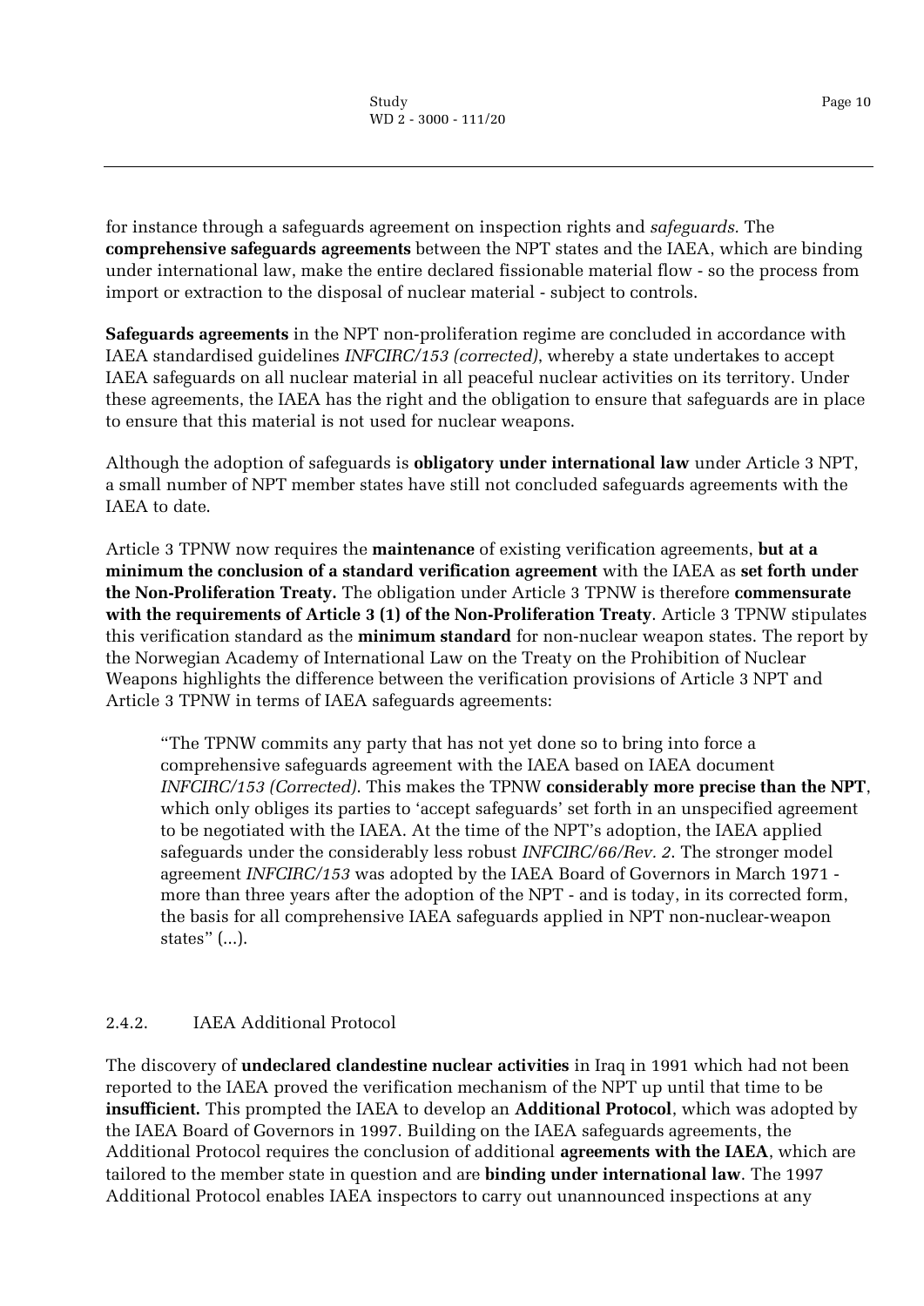for instance through a safeguards agreement on inspection rights and *safeguards.* The **comprehensive safeguards agreements** between the NPT states and the IAEA, which are binding under international law, make the entire declared fissionable material flow - so the process from import or extraction to the disposal of nuclear material - subject to controls.

**Safeguards agreements** in the NPT non-proliferation regime are concluded in accordance with IAEA standardised guidelines *INFCIRC/153 (corrected)*, whereby a state undertakes to accept IAEA safeguards on all nuclear material in all peaceful nuclear activities on its territory. Under these agreements, the IAEA has the right and the obligation to ensure that safeguards are in place to ensure that this material is not used for nuclear weapons.

Although the adoption of safeguards is **obligatory under international law** under Article 3 NPT, a small number of NPT member states have still not concluded safeguards agreements with the IAEA to date.

Article 3 TPNW now requires the **maintenance** of existing verification agreements, **but at a minimum the conclusion of a standard verification agreement** with the IAEA as **set forth under the Non-Proliferation Treaty.** The obligation under Article 3 TPNW is therefore **commensurate with the requirements of Article 3 (1) of the Non-Proliferation Treaty**. Article 3 TPNW stipulates this verification standard as the **minimum standard** for non-nuclear weapon states. The report by the Norwegian Academy of International Law on the Treaty on the Prohibition of Nuclear Weapons highlights the difference between the verification provisions of Article 3 NPT and Article 3 TPNW in terms of IAEA safeguards agreements:

> "The TPNW commits any party that has not yet done so to bring into force a comprehensive safeguards agreement with the IAEA based on IAEA document *INFCIRC/153 (Corrected)*. This makes the TPNW **considerably more precise than the NPT**, which only obliges its parties to 'accept safeguards' set forth in an unspecified agreement to be negotiated with the IAEA. At the time of the NPT's adoption, the IAEA applied safeguards under the considerably less robust *INFCIRC/66/Rev. 2*. The stronger model agreement *INFCIRC/153* was adopted by the IAEA Board of Governors in March 1971 - more than three years after the adoption of the NPT - and is today, in its corrected form, the basis for all comprehensive IAEA safeguards applied in NPT non-nuclear-weapon states" (...).

### 2.4.2. IAEA Additional Protocol

The discovery of **undeclared clandestine nuclear activities** in Iraq in 1991 which had not been reported to the IAEA proved the verification mechanism of the NPT up until that time to be **insufficient.** This prompted the IAEA to develop an **Additional Protocol**, which was adopted by the IAEA Board of Governors in 1997. Building on the IAEA safeguards agreements, the Additional Protocol requires the conclusion of additional **agreements with the IAEA**, which are tailored to the member state in question and are **binding under international law**. The 1997 Additional Protocol enables IAEA inspectors to carry out unannounced inspections at any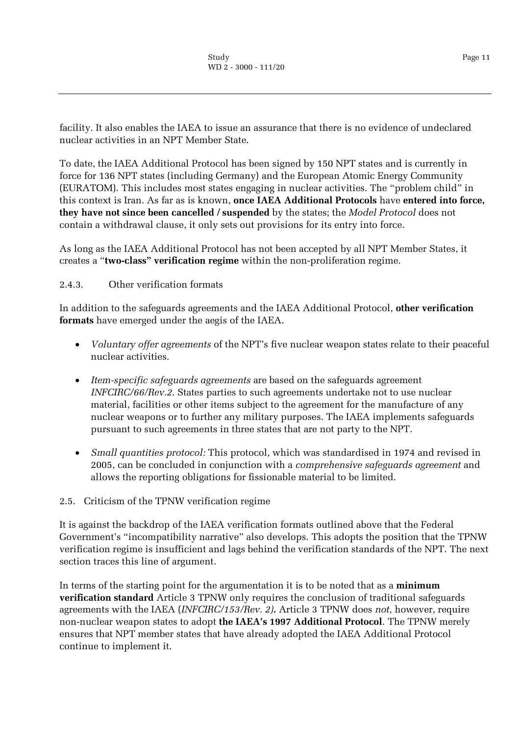facility. It also enables the IAEA to issue an assurance that there is no evidence of undeclared nuclear activities in an NPT Member State.

To date, the IAEA Additional Protocol has been signed by 150 NPT states and is currently in force for 136 NPT states (including Germany) and the European Atomic Energy Community (EURATOM). This includes most states engaging in nuclear activities. The "problem child" in this context is Iran. As far as is known, **once IAEA Additional Protocols** have **entered into force, they have not since been cancelled / suspended** by the states; the *Model Protocol* does not contain a withdrawal clause, it only sets out provisions for its entry into force.

As long as the IAEA Additional Protocol has not been accepted by all NPT Member States, it creates a "**two-class" verification regime** within the non-proliferation regime.

### 2.4.3. Other verification formats

In addition to the safeguards agreements and the IAEA Additional Protocol, **other verification formats** have emerged under the aegis of the IAEA.

- *Voluntary offer agreements* of the NPT's five nuclear weapon states relate to their peaceful nuclear activities.
- *Item-specific safeguards agreements* are based on the safeguards agreement *INFCIRC/66/Rev.2*. States parties to such agreements undertake not to use nuclear material, facilities or other items subject to the agreement for the manufacture of any nuclear weapons or to further any military purposes. The IAEA implements safeguards pursuant to such agreements in three states that are not party to the NPT.
- *Small quantities protocol:* This protocol, which was standardised in 1974 and revised in 2005, can be concluded in conjunction with a *comprehensive safeguards agreement* and allows the reporting obligations for fissionable material to be limited.

## 2.5. Criticism of the TPNW verification regime

It is against the backdrop of the IAEA verification formats outlined above that the Federal Government's "incompatibility narrative" also develops. This adopts the position that the TPNW verification regime is insufficient and lags behind the verification standards of the NPT. The next section traces this line of argument.

In terms of the starting point for the argumentation it is to be noted that as a **minimum verification standard** Article 3 TPNW only requires the conclusion of traditional safeguards agreements with the IAEA (*INFCIRC/153/Rev. 2)*. Article 3 TPNW does *not,* however, require non-nuclear weapon states to adopt **the IAEA's 1997 Additional Protocol**. The TPNW merely ensures that NPT member states that have already adopted the IAEA Additional Protocol continue to implement it.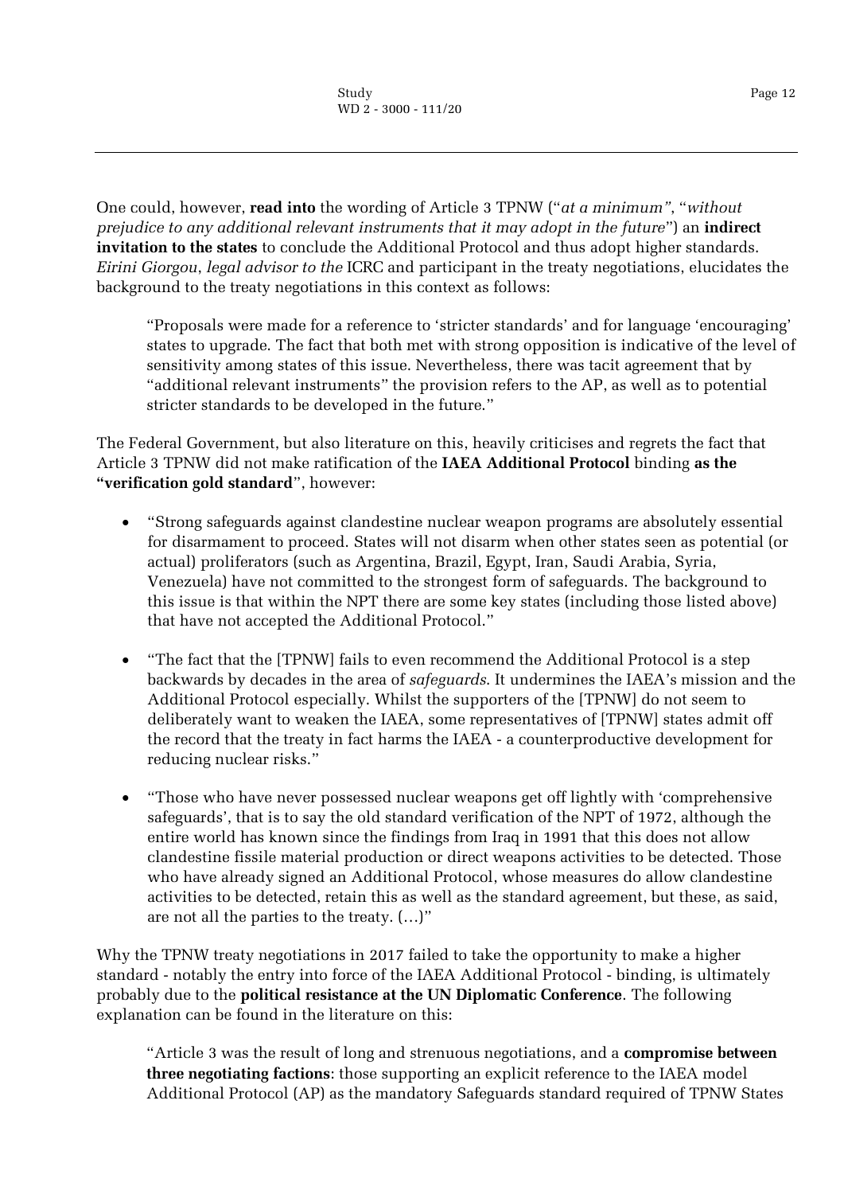One could, however, **read into** the wording of Article 3 TPNW ("*at a minimum"*, "*without prejudice to any additional relevant instruments that it may adopt in the future*") an **indirect invitation to the states** to conclude the Additional Protocol and thus adopt higher standards. *Eirini Giorgou*, *legal advisor to the* ICRC and participant in the treaty negotiations, elucidates the background to the treaty negotiations in this context as follows:

> "Proposals were made for a reference to 'stricter standards' and for language 'encouraging' states to upgrade. The fact that both met with strong opposition is indicative of the level of sensitivity among states of this issue. Nevertheless, there was tacit agreement that by "additional relevant instruments" the provision refers to the AP, as well as to potential stricter standards to be developed in the future."

The Federal Government, but also literature on this, heavily criticises and regrets the fact that Article 3 TPNW did not make ratification of the **IAEA Additional Protocol** binding **as the "verification gold standard**", however:

- "Strong safeguards against clandestine nuclear weapon programs are absolutely essential for disarmament to proceed. States will not disarm when other states seen as potential (or actual) proliferators (such as Argentina, Brazil, Egypt, Iran, Saudi Arabia, Syria, Venezuela) have not committed to the strongest form of safeguards. The background to this issue is that within the NPT there are some key states (including those listed above) that have not accepted the Additional Protocol."

- "The fact that the [TPNW] fails to even recommend the Additional Protocol is a step backwards by decades in the area of *safeguards*. It undermines the IAEA's mission and the Additional Protocol especially. Whilst the supporters of the [TPNW] do not seem to deliberately want to weaken the IAEA, some representatives of [TPNW] states admit off the record that the treaty in fact harms the IAEA - a counterproductive development for reducing nuclear risks."

- "Those who have never possessed nuclear weapons get off lightly with 'comprehensive safeguards', that is to say the old standard verification of the NPT of 1972, although the entire world has known since the findings from Iraq in 1991 that this does not allow clandestine fissile material production or direct weapons activities to be detected. Those who have already signed an Additional Protocol, whose measures do allow clandestine activities to be detected, retain this as well as the standard agreement, but these, as said, are not all the parties to the treaty. (…)"

Why the TPNW treaty negotiations in 2017 failed to take the opportunity to make a higher standard - notably the entry into force of the IAEA Additional Protocol - binding, is ultimately probably due to the **political resistance at the UN Diplomatic Conference**. The following explanation can be found in the literature on this:

> "Article 3 was the result of long and strenuous negotiations, and a **compromise between three negotiating factions**: those supporting an explicit reference to the IAEA model Additional Protocol (AP) as the mandatory Safeguards standard required of TPNW States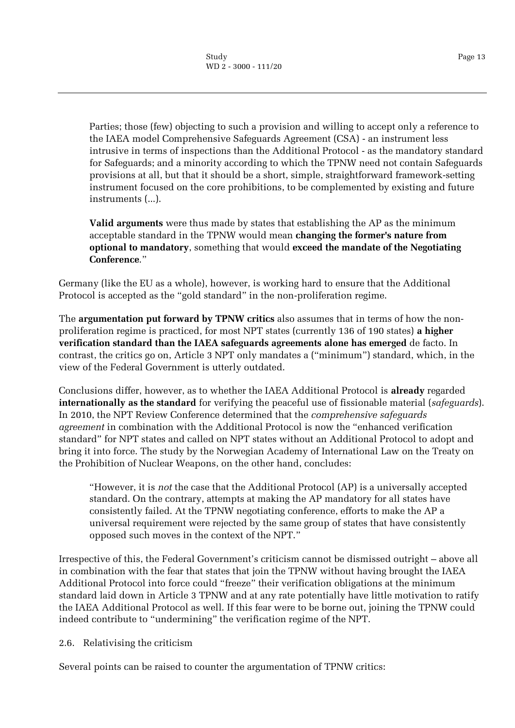> Parties; those (few) objecting to such a provision and willing to accept only a reference to the IAEA model Comprehensive Safeguards Agreement (CSA) - an instrument less intrusive in terms of inspections than the Additional Protocol - as the mandatory standard for Safeguards; and a minority according to which the TPNW need not contain Safeguards provisions at all, but that it should be a short, simple, straightforward framework-setting instrument focused on the core prohibitions, to be complemented by existing and future instruments (...).
>
> **Valid arguments** were thus made by states that establishing the AP as the minimum acceptable standard in the TPNW would mean **changing the former's nature from optional to mandatory**, something that would **exceed the mandate of the Negotiating Conference**."

Germany (like the EU as a whole), however, is working hard to ensure that the Additional Protocol is accepted as the "gold standard" in the non-proliferation regime.

The **argumentation put forward by TPNW critics** also assumes that in terms of how the non-proliferation regime is practiced, for most NPT states (currently 136 of 190 states) **a higher verification standard than the IAEA safeguards agreements alone has emerged** de facto. In contrast, the critics go on, Article 3 NPT only mandates a ("minimum") standard, which, in the view of the Federal Government is utterly outdated.

Conclusions differ, however, as to whether the IAEA Additional Protocol is **already** regarded **internationally as the standard** for verifying the peaceful use of fissionable material (*safeguards*). In 2010, the NPT Review Conference determined that the *comprehensive safeguards agreement* in combination with the Additional Protocol is now the "enhanced verification standard" for NPT states and called on NPT states without an Additional Protocol to adopt and bring it into force. The study by the Norwegian Academy of International Law on the Treaty on the Prohibition of Nuclear Weapons, on the other hand, concludes:

> "However, it is *not* the case that the Additional Protocol (AP) is a universally accepted standard. On the contrary, attempts at making the AP mandatory for all states have consistently failed. At the TPNW negotiating conference, efforts to make the AP a universal requirement were rejected by the same group of states that have consistently opposed such moves in the context of the NPT."

Irrespective of this, the Federal Government's criticism cannot be dismissed outright – above all in combination with the fear that states that join the TPNW without having brought the IAEA Additional Protocol into force could "freeze" their verification obligations at the minimum standard laid down in Article 3 TPNW and at any rate potentially have little motivation to ratify the IAEA Additional Protocol as well. If this fear were to be borne out, joining the TPNW could indeed contribute to "undermining" the verification regime of the NPT.

### 2.6. Relativising the criticism

Several points can be raised to counter the argumentation of TPNW critics: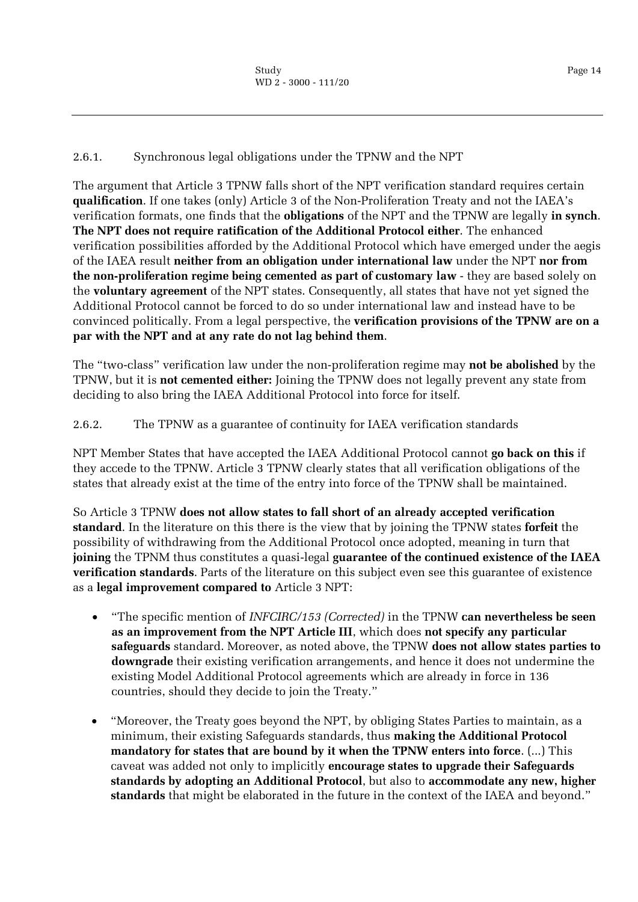### 2.6.1. Synchronous legal obligations under the TPNW and the NPT

The argument that Article 3 TPNW falls short of the NPT verification standard requires certain **qualification**. If one takes (only) Article 3 of the Non-Proliferation Treaty and not the IAEA's verification formats, one finds that the **obligations** of the NPT and the TPNW are legally **in synch**. **The NPT does not require ratification of the Additional Protocol either**. The enhanced verification possibilities afforded by the Additional Protocol which have emerged under the aegis of the IAEA result **neither from an obligation under international law** under the NPT **nor from the non-proliferation regime being cemented as part of customary law** - they are based solely on the **voluntary agreement** of the NPT states. Consequently, all states that have not yet signed the Additional Protocol cannot be forced to do so under international law and instead have to be convinced politically. From a legal perspective, the **verification provisions of the TPNW are on a par with the NPT and at any rate do not lag behind them**.

The "two-class" verification law under the non-proliferation regime may **not be abolished** by the TPNW, but it is **not cemented either:** Joining the TPNW does not legally prevent any state from deciding to also bring the IAEA Additional Protocol into force for itself.

### 2.6.2. The TPNW as a guarantee of continuity for IAEA verification standards

NPT Member States that have accepted the IAEA Additional Protocol cannot **go back on this** if they accede to the TPNW. Article 3 TPNW clearly states that all verification obligations of the states that already exist at the time of the entry into force of the TPNW shall be maintained.

So Article 3 TPNW **does not allow states to fall short of an already accepted verification standard**. In the literature on this there is the view that by joining the TPNW states **forfeit** the possibility of withdrawing from the Additional Protocol once adopted, meaning in turn that **joining** the TPNM thus constitutes a quasi-legal **guarantee of the continued existence of the IAEA verification standards**. Parts of the literature on this subject even see this guarantee of existence as a **legal improvement compared to** Article 3 NPT:

- "The specific mention of *INFCIRC/153 (Corrected)* in the TPNW **can nevertheless be seen as an improvement from the NPT Article III**, which does **not specify any particular safeguards** standard. Moreover, as noted above, the TPNW **does not allow states parties to downgrade** their existing verification arrangements, and hence it does not undermine the existing Model Additional Protocol agreements which are already in force in 136 countries, should they decide to join the Treaty."
- "Moreover, the Treaty goes beyond the NPT, by obliging States Parties to maintain, as a minimum, their existing Safeguards standards, thus **making the Additional Protocol mandatory for states that are bound by it when the TPNW enters into force**. (...) This caveat was added not only to implicitly **encourage states to upgrade their Safeguards standards by adopting an Additional Protocol**, but also to **accommodate any new, higher standards** that might be elaborated in the future in the context of the IAEA and beyond."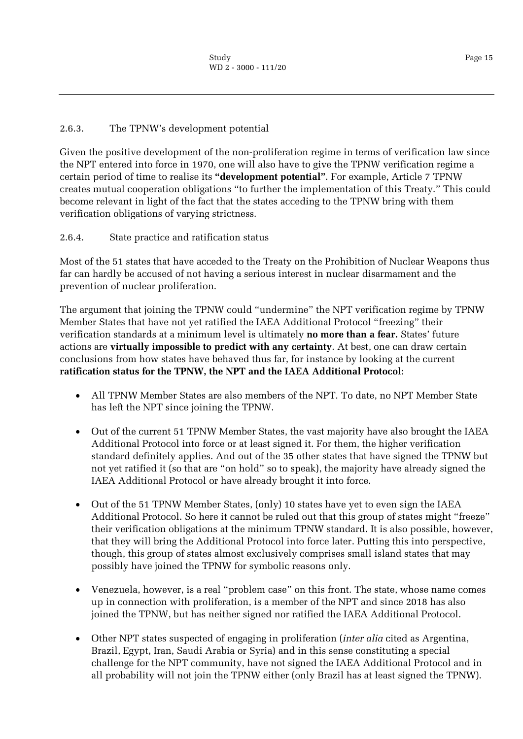### 2.6.3. The TPNW's development potential

Given the positive development of the non-proliferation regime in terms of verification law since the NPT entered into force in 1970, one will also have to give the TPNW verification regime a certain period of time to realise its **"development potential"**. For example, Article 7 TPNW creates mutual cooperation obligations "to further the implementation of this Treaty." This could become relevant in light of the fact that the states acceding to the TPNW bring with them verification obligations of varying strictness.

### 2.6.4. State practice and ratification status

Most of the 51 states that have acceded to the Treaty on the Prohibition of Nuclear Weapons thus far can hardly be accused of not having a serious interest in nuclear disarmament and the prevention of nuclear proliferation.

The argument that joining the TPNW could "undermine" the NPT verification regime by TPNW Member States that have not yet ratified the IAEA Additional Protocol "freezing" their verification standards at a minimum level is ultimately **no more than a fear.** States' future actions are **virtually impossible to predict with any certainty**. At best, one can draw certain conclusions from how states have behaved thus far, for instance by looking at the current **ratification status for the TPNW, the NPT and the IAEA Additional Protocol**:

- All TPNW Member States are also members of the NPT. To date, no NPT Member State has left the NPT since joining the TPNW.
- Out of the current 51 TPNW Member States, the vast majority have also brought the IAEA Additional Protocol into force or at least signed it. For them, the higher verification standard definitely applies. And out of the 35 other states that have signed the TPNW but not yet ratified it (so that are "on hold" so to speak), the majority have already signed the IAEA Additional Protocol or have already brought it into force.
- Out of the 51 TPNW Member States, (only) 10 states have yet to even sign the IAEA Additional Protocol. So here it cannot be ruled out that this group of states might "freeze" their verification obligations at the minimum TPNW standard. It is also possible, however, that they will bring the Additional Protocol into force later. Putting this into perspective, though, this group of states almost exclusively comprises small island states that may possibly have joined the TPNW for symbolic reasons only.
- Venezuela, however, is a real "problem case" on this front. The state, whose name comes up in connection with proliferation, is a member of the NPT and since 2018 has also joined the TPNW, but has neither signed nor ratified the IAEA Additional Protocol.
- Other NPT states suspected of engaging in proliferation (*inter alia* cited as Argentina, Brazil, Egypt, Iran, Saudi Arabia or Syria) and in this sense constituting a special challenge for the NPT community, have not signed the IAEA Additional Protocol and in all probability will not join the TPNW either (only Brazil has at least signed the TPNW).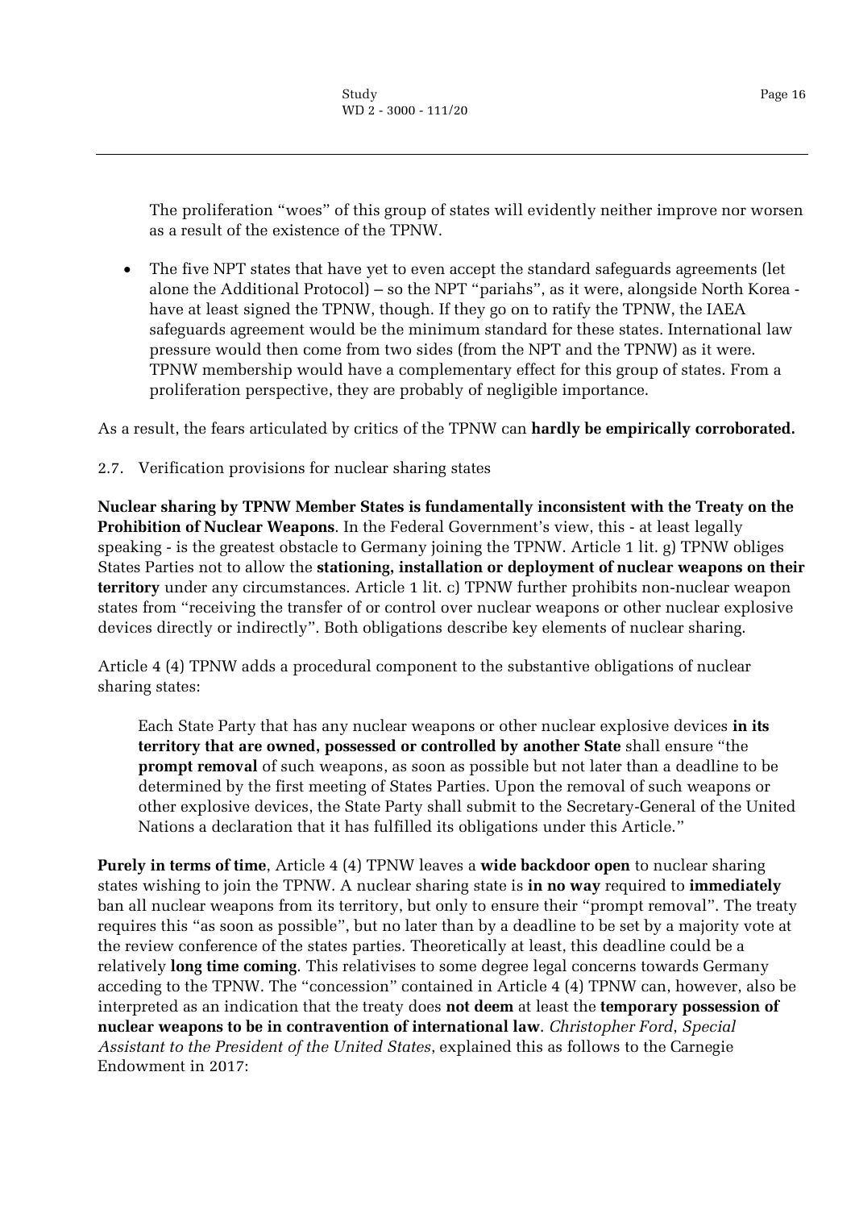The proliferation "woes" of this group of states will evidently neither improve nor worsen as a result of the existence of the TPNW.

- The five NPT states that have yet to even accept the standard safeguards agreements (let alone the Additional Protocol) – so the NPT "pariahs", as it were, alongside North Korea - have at least signed the TPNW, though. If they go on to ratify the TPNW, the IAEA safeguards agreement would be the minimum standard for these states. International law pressure would then come from two sides (from the NPT and the TPNW) as it were. TPNW membership would have a complementary effect for this group of states. From a proliferation perspective, they are probably of negligible importance.

As a result, the fears articulated by critics of the TPNW can **hardly be empirically corroborated.**

### 2.7. Verification provisions for nuclear sharing states

**Nuclear sharing by TPNW Member States is fundamentally inconsistent with the Treaty on the Prohibition of Nuclear Weapons**. In the Federal Government's view, this - at least legally speaking - is the greatest obstacle to Germany joining the TPNW. Article 1 lit. g) TPNW obliges States Parties not to allow the **stationing, installation or deployment of nuclear weapons on their territory** under any circumstances. Article 1 lit. c) TPNW further prohibits non-nuclear weapon states from "receiving the transfer of or control over nuclear weapons or other nuclear explosive devices directly or indirectly". Both obligations describe key elements of nuclear sharing.

Article 4 (4) TPNW adds a procedural component to the substantive obligations of nuclear sharing states:

> Each State Party that has any nuclear weapons or other nuclear explosive devices **in its territory that are owned, possessed or controlled by another State** shall ensure "the **prompt removal** of such weapons, as soon as possible but not later than a deadline to be determined by the first meeting of States Parties. Upon the removal of such weapons or other explosive devices, the State Party shall submit to the Secretary-General of the United Nations a declaration that it has fulfilled its obligations under this Article."

**Purely in terms of time**, Article 4 (4) TPNW leaves a **wide backdoor open** to nuclear sharing states wishing to join the TPNW. A nuclear sharing state is **in no way** required to **immediately** ban all nuclear weapons from its territory, but only to ensure their "prompt removal". The treaty requires this "as soon as possible", but no later than by a deadline to be set by a majority vote at the review conference of the states parties. Theoretically at least, this deadline could be a relatively **long time coming**. This relativises to some degree legal concerns towards Germany acceding to the TPNW. The "concession" contained in Article 4 (4) TPNW can, however, also be interpreted as an indication that the treaty does **not deem** at least the **temporary possession of nuclear weapons to be in contravention of international law**. *Christopher Ford*, *Special Assistant to the President of the United States*, explained this as follows to the Carnegie Endowment in 2017: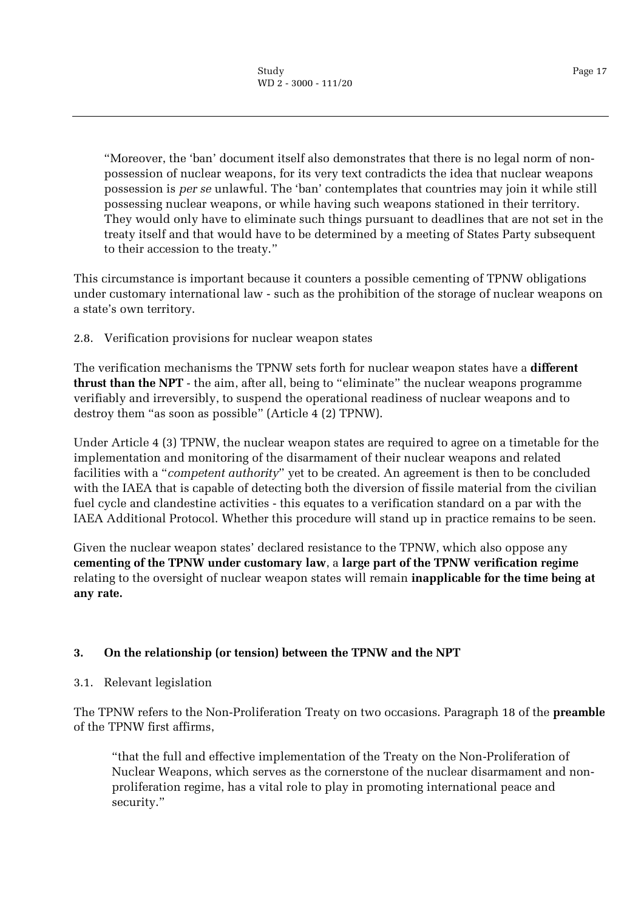> "Moreover, the 'ban' document itself also demonstrates that there is no legal norm of non-possession of nuclear weapons, for its very text contradicts the idea that nuclear weapons possession is *per se* unlawful. The 'ban' contemplates that countries may join it while still possessing nuclear weapons, or while having such weapons stationed in their territory. They would only have to eliminate such things pursuant to deadlines that are not set in the treaty itself and that would have to be determined by a meeting of States Party subsequent to their accession to the treaty."

This circumstance is important because it counters a possible cementing of TPNW obligations under customary international law - such as the prohibition of the storage of nuclear weapons on a state's own territory.

### 2.8. Verification provisions for nuclear weapon states

The verification mechanisms the TPNW sets forth for nuclear weapon states have a **different thrust than the NPT** - the aim, after all, being to "eliminate" the nuclear weapons programme verifiably and irreversibly, to suspend the operational readiness of nuclear weapons and to destroy them "as soon as possible" (Article 4 (2) TPNW).

Under Article 4 (3) TPNW, the nuclear weapon states are required to agree on a timetable for the implementation and monitoring of the disarmament of their nuclear weapons and related facilities with a "*competent authority*" yet to be created. An agreement is then to be concluded with the IAEA that is capable of detecting both the diversion of fissile material from the civilian fuel cycle and clandestine activities - this equates to a verification standard on a par with the IAEA Additional Protocol. Whether this procedure will stand up in practice remains to be seen.

Given the nuclear weapon states' declared resistance to the TPNW, which also oppose any **cementing of the TPNW under customary law**, a **large part of the TPNW verification regime** relating to the oversight of nuclear weapon states will remain **inapplicable for the time being at any rate.**

## 3. On the relationship (or tension) between the TPNW and the NPT

### 3.1. Relevant legislation

The TPNW refers to the Non-Proliferation Treaty on two occasions. Paragraph 18 of the **preamble** of the TPNW first affirms,

> "that the full and effective implementation of the Treaty on the Non-Proliferation of Nuclear Weapons, which serves as the cornerstone of the nuclear disarmament and non-proliferation regime, has a vital role to play in promoting international peace and security."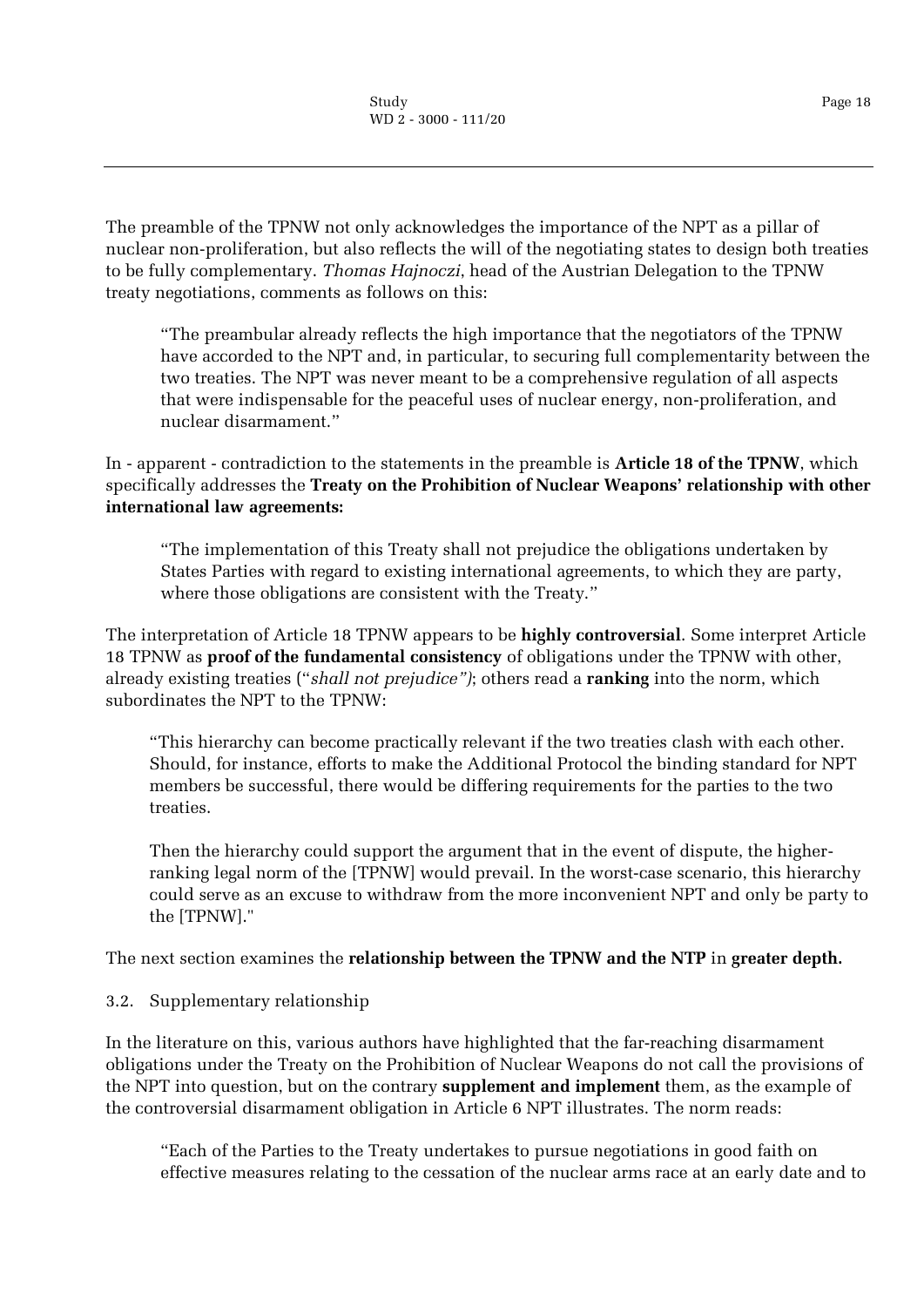The preamble of the TPNW not only acknowledges the importance of the NPT as a pillar of nuclear non-proliferation, but also reflects the will of the negotiating states to design both treaties to be fully complementary. *Thomas Hajnoczi*, head of the Austrian Delegation to the TPNW treaty negotiations, comments as follows on this:

> "The preambular already reflects the high importance that the negotiators of the TPNW have accorded to the NPT and, in particular, to securing full complementarity between the two treaties. The NPT was never meant to be a comprehensive regulation of all aspects that were indispensable for the peaceful uses of nuclear energy, non-proliferation, and nuclear disarmament."

In - apparent - contradiction to the statements in the preamble is **Article 18 of the TPNW**, which specifically addresses the **Treaty on the Prohibition of Nuclear Weapons' relationship with other international law agreements:**

> "The implementation of this Treaty shall not prejudice the obligations undertaken by States Parties with regard to existing international agreements, to which they are party, where those obligations are consistent with the Treaty."

The interpretation of Article 18 TPNW appears to be **highly controversial**. Some interpret Article 18 TPNW as **proof of the fundamental consistency** of obligations under the TPNW with other, already existing treaties ("*shall not prejudice")*; others read a **ranking** into the norm, which subordinates the NPT to the TPNW:

> "This hierarchy can become practically relevant if the two treaties clash with each other. Should, for instance, efforts to make the Additional Protocol the binding standard for NPT members be successful, there would be differing requirements for the parties to the two treaties.
>
> Then the hierarchy could support the argument that in the event of dispute, the higher-ranking legal norm of the [TPNW] would prevail. In the worst-case scenario, this hierarchy could serve as an excuse to withdraw from the more inconvenient NPT and only be party to the [TPNW]."

The next section examines the **relationship between the TPNW and the NTP** in **greater depth.**

## 3.2. Supplementary relationship

In the literature on this, various authors have highlighted that the far-reaching disarmament obligations under the Treaty on the Prohibition of Nuclear Weapons do not call the provisions of the NPT into question, but on the contrary **supplement and implement** them, as the example of the controversial disarmament obligation in Article 6 NPT illustrates. The norm reads:

> "Each of the Parties to the Treaty undertakes to pursue negotiations in good faith on effective measures relating to the cessation of the nuclear arms race at an early date and to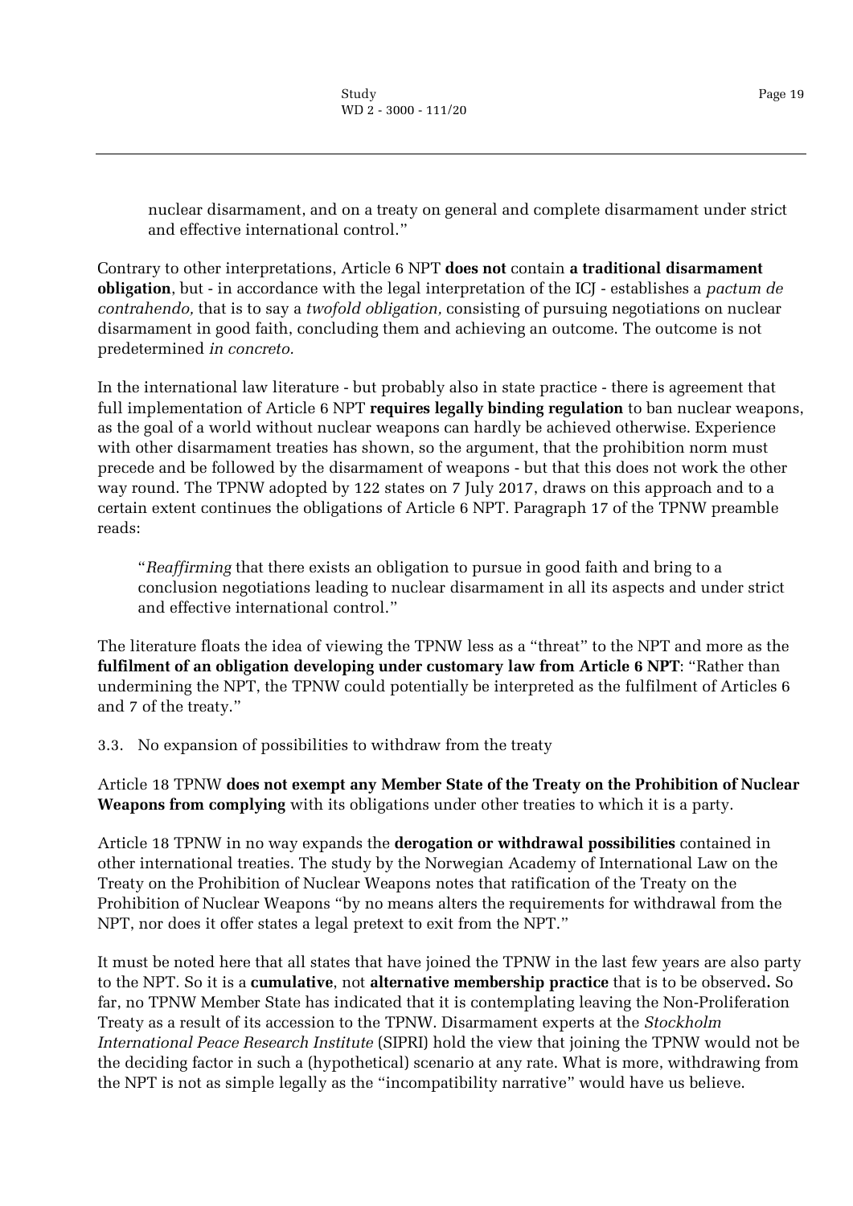> nuclear disarmament, and on a treaty on general and complete disarmament under strict and effective international control."

Contrary to other interpretations, Article 6 NPT **does not** contain **a traditional disarmament obligation**, but - in accordance with the legal interpretation of the ICJ - establishes a *pactum de contrahendo,* that is to say a *twofold obligation,* consisting of pursuing negotiations on nuclear disarmament in good faith, concluding them and achieving an outcome. The outcome is not predetermined *in concreto.*

In the international law literature - but probably also in state practice - there is agreement that full implementation of Article 6 NPT **requires legally binding regulation** to ban nuclear weapons, as the goal of a world without nuclear weapons can hardly be achieved otherwise. Experience with other disarmament treaties has shown, so the argument, that the prohibition norm must precede and be followed by the disarmament of weapons - but that this does not work the other way round. The TPNW adopted by 122 states on 7 July 2017, draws on this approach and to a certain extent continues the obligations of Article 6 NPT. Paragraph 17 of the TPNW preamble reads:

> "*Reaffirming* that there exists an obligation to pursue in good faith and bring to a conclusion negotiations leading to nuclear disarmament in all its aspects and under strict and effective international control."

The literature floats the idea of viewing the TPNW less as a "threat" to the NPT and more as the **fulfilment of an obligation developing under customary law from Article 6 NPT**: "Rather than undermining the NPT, the TPNW could potentially be interpreted as the fulfilment of Articles 6 and 7 of the treaty."

### 3.3. No expansion of possibilities to withdraw from the treaty

Article 18 TPNW **does not exempt any Member State of the Treaty on the Prohibition of Nuclear Weapons from complying** with its obligations under other treaties to which it is a party.

Article 18 TPNW in no way expands the **derogation or withdrawal possibilities** contained in other international treaties. The study by the Norwegian Academy of International Law on the Treaty on the Prohibition of Nuclear Weapons notes that ratification of the Treaty on the Prohibition of Nuclear Weapons "by no means alters the requirements for withdrawal from the NPT, nor does it offer states a legal pretext to exit from the NPT."

It must be noted here that all states that have joined the TPNW in the last few years are also party to the NPT. So it is a **cumulative**, not **alternative membership practice** that is to be observed**.** So far, no TPNW Member State has indicated that it is contemplating leaving the Non-Proliferation Treaty as a result of its accession to the TPNW. Disarmament experts at the *Stockholm International Peace Research Institute* (SIPRI) hold the view that joining the TPNW would not be the deciding factor in such a (hypothetical) scenario at any rate. What is more, withdrawing from the NPT is not as simple legally as the "incompatibility narrative" would have us believe.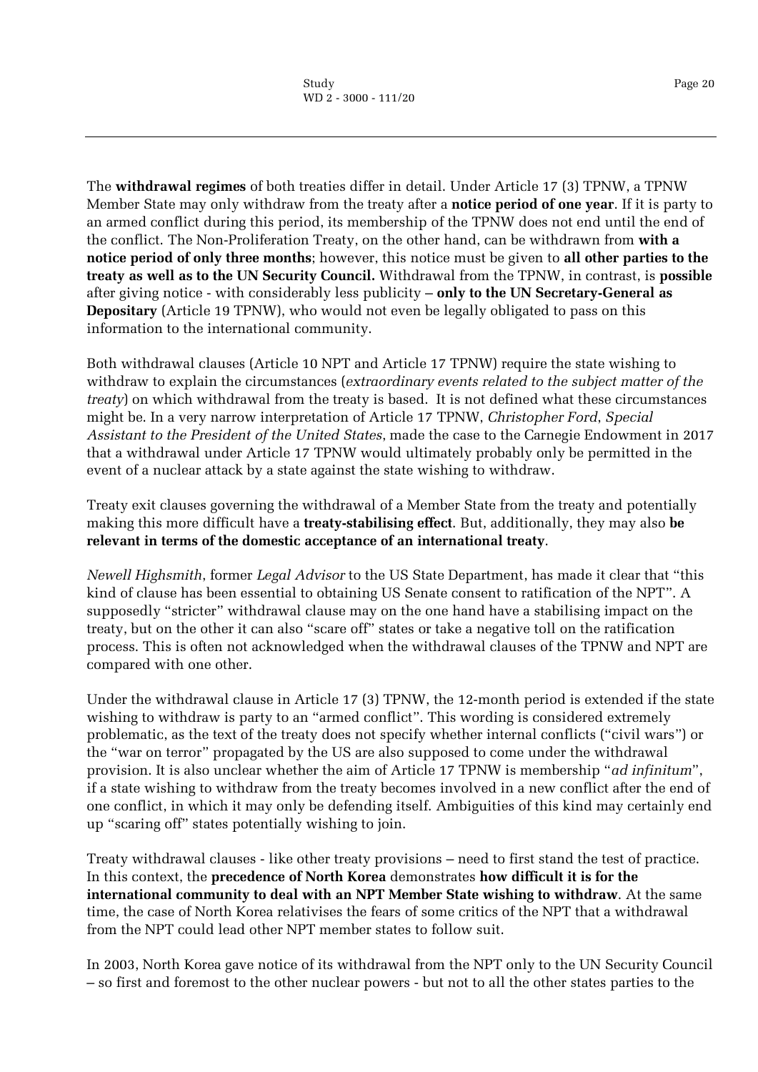The **withdrawal regimes** of both treaties differ in detail. Under Article 17 (3) TPNW, a TPNW Member State may only withdraw from the treaty after a **notice period of one year**. If it is party to an armed conflict during this period, its membership of the TPNW does not end until the end of the conflict. The Non-Proliferation Treaty, on the other hand, can be withdrawn from **with a notice period of only three months**; however, this notice must be given to **all other parties to the treaty as well as to the UN Security Council.** Withdrawal from the TPNW, in contrast, is **possible** after giving notice - with considerably less publicity **– only to the UN Secretary-General as Depositary** (Article 19 TPNW), who would not even be legally obligated to pass on this information to the international community.

Both withdrawal clauses (Article 10 NPT and Article 17 TPNW) require the state wishing to withdraw to explain the circumstances (*extraordinary events related to the subject matter of the treaty*) on which withdrawal from the treaty is based. It is not defined what these circumstances might be. In a very narrow interpretation of Article 17 TPNW, *Christopher Ford*, *Special Assistant to the President of the United States*, made the case to the Carnegie Endowment in 2017 that a withdrawal under Article 17 TPNW would ultimately probably only be permitted in the event of a nuclear attack by a state against the state wishing to withdraw.

Treaty exit clauses governing the withdrawal of a Member State from the treaty and potentially making this more difficult have a **treaty-stabilising effect**. But, additionally, they may also **be relevant in terms of the domestic acceptance of an international treaty**.

*Newell Highsmith*, former *Legal Advisor* to the US State Department, has made it clear that "this kind of clause has been essential to obtaining US Senate consent to ratification of the NPT". A supposedly "stricter" withdrawal clause may on the one hand have a stabilising impact on the treaty, but on the other it can also "scare off" states or take a negative toll on the ratification process. This is often not acknowledged when the withdrawal clauses of the TPNW and NPT are compared with one other.

Under the withdrawal clause in Article 17 (3) TPNW, the 12-month period is extended if the state wishing to withdraw is party to an "armed conflict". This wording is considered extremely problematic, as the text of the treaty does not specify whether internal conflicts ("civil wars") or the "war on terror" propagated by the US are also supposed to come under the withdrawal provision. It is also unclear whether the aim of Article 17 TPNW is membership "*ad infinitum*", if a state wishing to withdraw from the treaty becomes involved in a new conflict after the end of one conflict, in which it may only be defending itself. Ambiguities of this kind may certainly end up "scaring off" states potentially wishing to join.

Treaty withdrawal clauses - like other treaty provisions – need to first stand the test of practice. In this context, the **precedence of North Korea** demonstrates **how difficult it is for the international community to deal with an NPT Member State wishing to withdraw**. At the same time, the case of North Korea relativises the fears of some critics of the NPT that a withdrawal from the NPT could lead other NPT member states to follow suit.

In 2003, North Korea gave notice of its withdrawal from the NPT only to the UN Security Council – so first and foremost to the other nuclear powers - but not to all the other states parties to the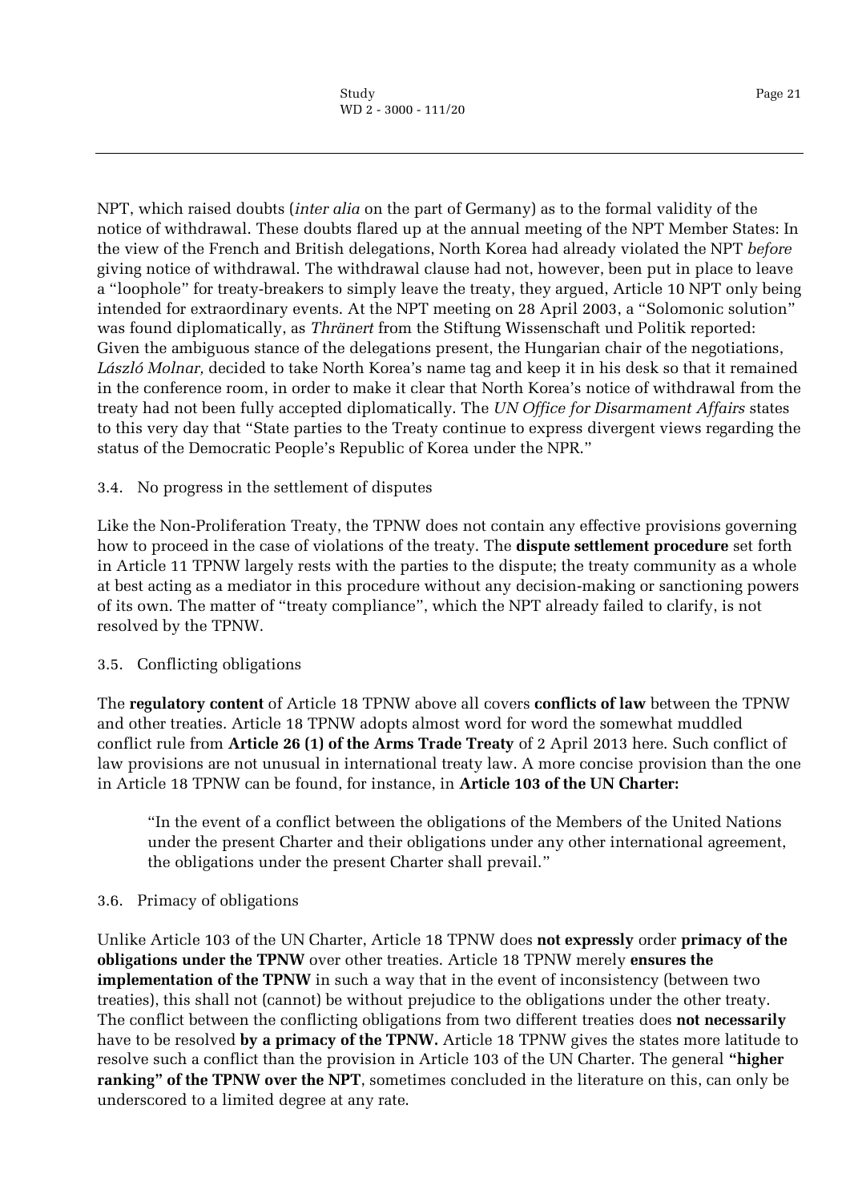NPT, which raised doubts (*inter alia* on the part of Germany) as to the formal validity of the notice of withdrawal. These doubts flared up at the annual meeting of the NPT Member States: In the view of the French and British delegations, North Korea had already violated the NPT *before* giving notice of withdrawal. The withdrawal clause had not, however, been put in place to leave a "loophole" for treaty-breakers to simply leave the treaty, they argued, Article 10 NPT only being intended for extraordinary events. At the NPT meeting on 28 April 2003, a "Solomonic solution" was found diplomatically, as *Thränert* from the Stiftung Wissenschaft und Politik reported: Given the ambiguous stance of the delegations present, the Hungarian chair of the negotiations, *László Molnar,* decided to take North Korea's name tag and keep it in his desk so that it remained in the conference room, in order to make it clear that North Korea's notice of withdrawal from the treaty had not been fully accepted diplomatically. The *UN Office for Disarmament Affairs* states to this very day that "State parties to the Treaty continue to express divergent views regarding the status of the Democratic People's Republic of Korea under the NPR."

### 3.4. No progress in the settlement of disputes

Like the Non-Proliferation Treaty, the TPNW does not contain any effective provisions governing how to proceed in the case of violations of the treaty. The **dispute settlement procedure** set forth in Article 11 TPNW largely rests with the parties to the dispute; the treaty community as a whole at best acting as a mediator in this procedure without any decision-making or sanctioning powers of its own. The matter of "treaty compliance", which the NPT already failed to clarify, is not resolved by the TPNW.

### 3.5. Conflicting obligations

The **regulatory content** of Article 18 TPNW above all covers **conflicts of law** between the TPNW and other treaties. Article 18 TPNW adopts almost word for word the somewhat muddled conflict rule from **Article 26 (1) of the Arms Trade Treaty** of 2 April 2013 here. Such conflict of law provisions are not unusual in international treaty law. A more concise provision than the one in Article 18 TPNW can be found, for instance, in **Article 103 of the UN Charter:**

> "In the event of a conflict between the obligations of the Members of the United Nations under the present Charter and their obligations under any other international agreement, the obligations under the present Charter shall prevail."

### 3.6. Primacy of obligations

Unlike Article 103 of the UN Charter, Article 18 TPNW does **not expressly** order **primacy of the obligations under the TPNW** over other treaties. Article 18 TPNW merely **ensures the implementation of the TPNW** in such a way that in the event of inconsistency (between two treaties), this shall not (cannot) be without prejudice to the obligations under the other treaty. The conflict between the conflicting obligations from two different treaties does **not necessarily** have to be resolved **by a primacy of the TPNW.** Article 18 TPNW gives the states more latitude to resolve such a conflict than the provision in Article 103 of the UN Charter. The general **"higher ranking" of the TPNW over the NPT**, sometimes concluded in the literature on this, can only be underscored to a limited degree at any rate.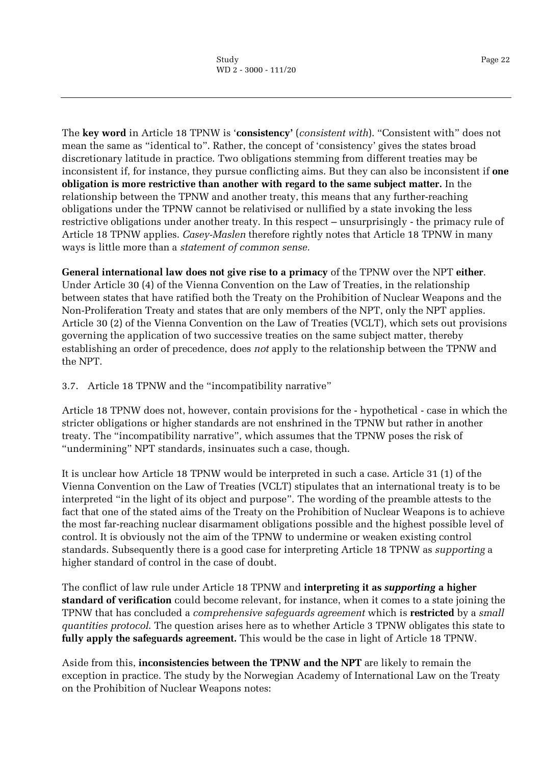The **key word** in Article 18 TPNW is '**consistency**' (*consistent with*). "Consistent with" does not mean the same as "identical to". Rather, the concept of 'consistency' gives the states broad discretionary latitude in practice. Two obligations stemming from different treaties may be inconsistent if, for instance, they pursue conflicting aims. But they can also be inconsistent if **one obligation is more restrictive than another with regard to the same subject matter.** In the relationship between the TPNW and another treaty, this means that any further-reaching obligations under the TPNW cannot be relativised or nullified by a state invoking the less restrictive obligations under another treaty. In this respect – unsurprisingly - the primacy rule of Article 18 TPNW applies. *Casey-Maslen* therefore rightly notes that Article 18 TPNW in many ways is little more than a *statement of common sense.*

**General international law does not give rise to a primacy** of the TPNW over the NPT **either**. Under Article 30 (4) of the Vienna Convention on the Law of Treaties, in the relationship between states that have ratified both the Treaty on the Prohibition of Nuclear Weapons and the Non-Proliferation Treaty and states that are only members of the NPT, only the NPT applies. Article 30 (2) of the Vienna Convention on the Law of Treaties (VCLT), which sets out provisions governing the application of two successive treaties on the same subject matter, thereby establishing an order of precedence, does *not* apply to the relationship between the TPNW and the NPT.

### 3.7. Article 18 TPNW and the "incompatibility narrative"

Article 18 TPNW does not, however, contain provisions for the - hypothetical - case in which the stricter obligations or higher standards are not enshrined in the TPNW but rather in another treaty. The "incompatibility narrative", which assumes that the TPNW poses the risk of "undermining" NPT standards, insinuates such a case, though.

It is unclear how Article 18 TPNW would be interpreted in such a case. Article 31 (1) of the Vienna Convention on the Law of Treaties (VCLT) stipulates that an international treaty is to be interpreted "in the light of its object and purpose". The wording of the preamble attests to the fact that one of the stated aims of the Treaty on the Prohibition of Nuclear Weapons is to achieve the most far-reaching nuclear disarmament obligations possible and the highest possible level of control. It is obviously not the aim of the TPNW to undermine or weaken existing control standards. Subsequently there is a good case for interpreting Article 18 TPNW as *supporting* a higher standard of control in the case of doubt.

The conflict of law rule under Article 18 TPNW and **interpreting it as *supporting* a higher standard of verification** could become relevant, for instance, when it comes to a state joining the TPNW that has concluded a *comprehensive safeguards agreement* which is **restricted** by a *small quantities protocol.* The question arises here as to whether Article 3 TPNW obligates this state to **fully apply the safeguards agreement.** This would be the case in light of Article 18 TPNW.

Aside from this, **inconsistencies between the TPNW and the NPT** are likely to remain the exception in practice. The study by the Norwegian Academy of International Law on the Treaty on the Prohibition of Nuclear Weapons notes: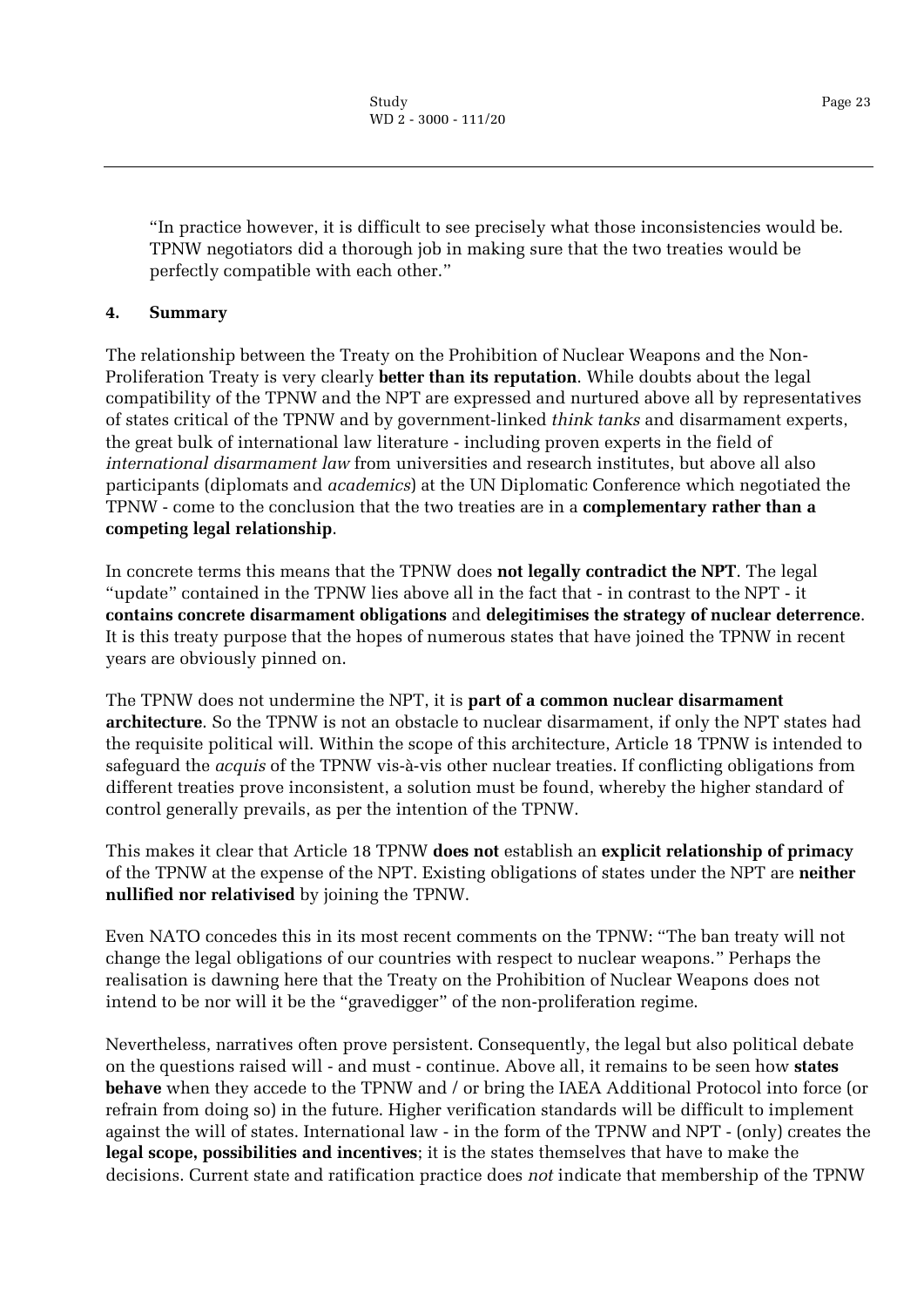> "In practice however, it is difficult to see precisely what those inconsistencies would be. TPNW negotiators did a thorough job in making sure that the two treaties would be perfectly compatible with each other."

## 4. Summary

The relationship between the Treaty on the Prohibition of Nuclear Weapons and the Non-Proliferation Treaty is very clearly **better than its reputation**. While doubts about the legal compatibility of the TPNW and the NPT are expressed and nurtured above all by representatives of states critical of the TPNW and by government-linked *think tanks* and disarmament experts, the great bulk of international law literature - including proven experts in the field of *international disarmament law* from universities and research institutes, but above all also participants (diplomats and *academics*) at the UN Diplomatic Conference which negotiated the TPNW - come to the conclusion that the two treaties are in a **complementary rather than a competing legal relationship**.

In concrete terms this means that the TPNW does **not legally contradict the NPT**. The legal "update" contained in the TPNW lies above all in the fact that - in contrast to the NPT - it **contains concrete disarmament obligations** and **delegitimises the strategy of nuclear deterrence**. It is this treaty purpose that the hopes of numerous states that have joined the TPNW in recent years are obviously pinned on.

The TPNW does not undermine the NPT, it is **part of a common nuclear disarmament architecture**. So the TPNW is not an obstacle to nuclear disarmament, if only the NPT states had the requisite political will. Within the scope of this architecture, Article 18 TPNW is intended to safeguard the *acquis* of the TPNW vis-à-vis other nuclear treaties. If conflicting obligations from different treaties prove inconsistent, a solution must be found, whereby the higher standard of control generally prevails, as per the intention of the TPNW.

This makes it clear that Article 18 TPNW **does not** establish an **explicit relationship of primacy** of the TPNW at the expense of the NPT. Existing obligations of states under the NPT are **neither nullified nor relativised** by joining the TPNW.

Even NATO concedes this in its most recent comments on the TPNW: "The ban treaty will not change the legal obligations of our countries with respect to nuclear weapons." Perhaps the realisation is dawning here that the Treaty on the Prohibition of Nuclear Weapons does not intend to be nor will it be the "gravedigger" of the non-proliferation regime.

Nevertheless, narratives often prove persistent. Consequently, the legal but also political debate on the questions raised will - and must - continue. Above all, it remains to be seen how **states behave** when they accede to the TPNW and / or bring the IAEA Additional Protocol into force (or refrain from doing so) in the future. Higher verification standards will be difficult to implement against the will of states. International law - in the form of the TPNW and NPT - (only) creates the **legal scope, possibilities and incentives**; it is the states themselves that have to make the decisions. Current state and ratification practice does *not* indicate that membership of the TPNW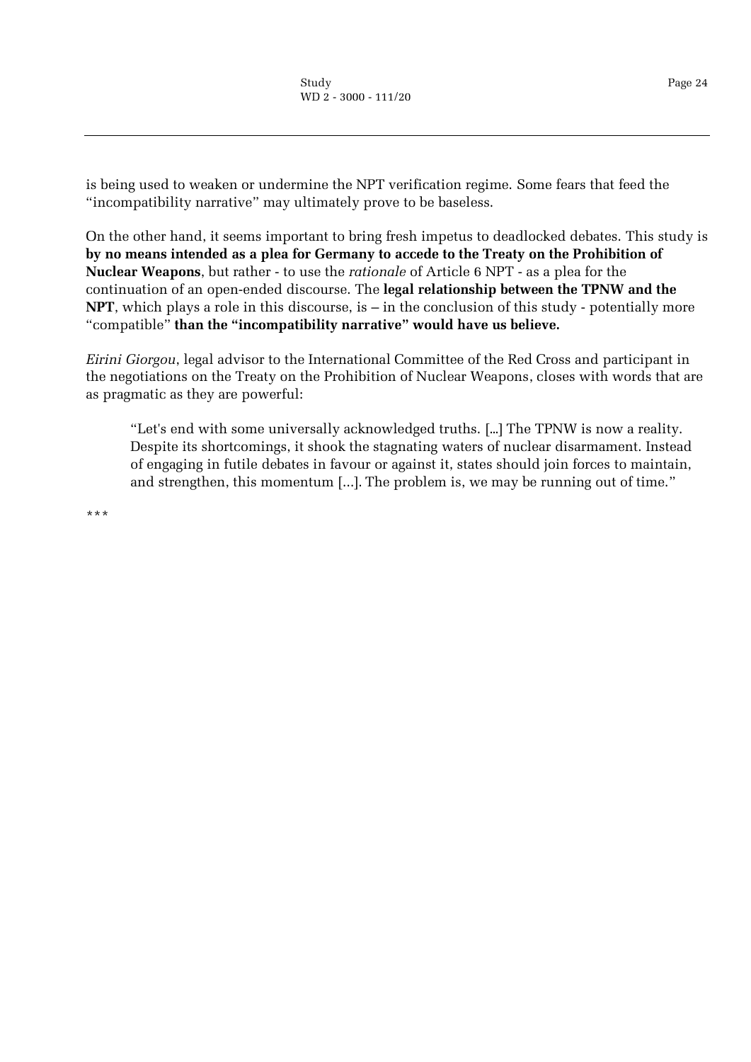is being used to weaken or undermine the NPT verification regime. Some fears that feed the "incompatibility narrative" may ultimately prove to be baseless.

On the other hand, it seems important to bring fresh impetus to deadlocked debates. This study is **by no means intended as a plea for Germany to accede to the Treaty on the Prohibition of Nuclear Weapons**, but rather - to use the *rationale* of Article 6 NPT - as a plea for the continuation of an open-ended discourse. The **legal relationship between the TPNW and the NPT**, which plays a role in this discourse, is – in the conclusion of this study - potentially more "compatible" **than the "incompatibility narrative" would have us believe.**

*Eirini Giorgou*, legal advisor to the International Committee of the Red Cross and participant in the negotiations on the Treaty on the Prohibition of Nuclear Weapons, closes with words that are as pragmatic as they are powerful:

> "Let's end with some universally acknowledged truths. [...] The TPNW is now a reality. Despite its shortcomings, it shook the stagnating waters of nuclear disarmament. Instead of engaging in futile debates in favour or against it, states should join forces to maintain, and strengthen, this momentum [...]. The problem is, we may be running out of time."

***